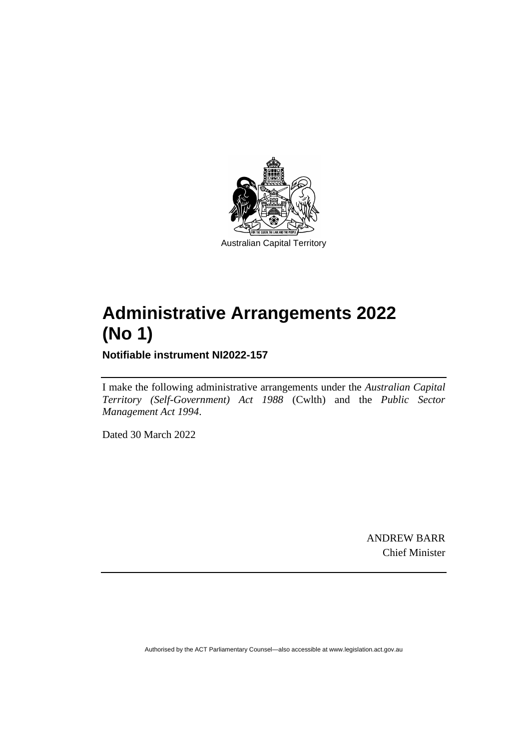Australian Capital Territory

# Administrative Arrangements 2022 (No 1)

**Notifiable instrument NI2022-157**

I make the following administrative arrangements under the *Australian Capital Territory (Self-Government) Act 1988* (Cwlth) and the *Public Sector Management Act 1994*.

Dated 30 March 2022

ANDREW BARR
Chief Minister

Authorised by the ACT Parliamentary Counsel—also accessible at www.legislation.act.gov.au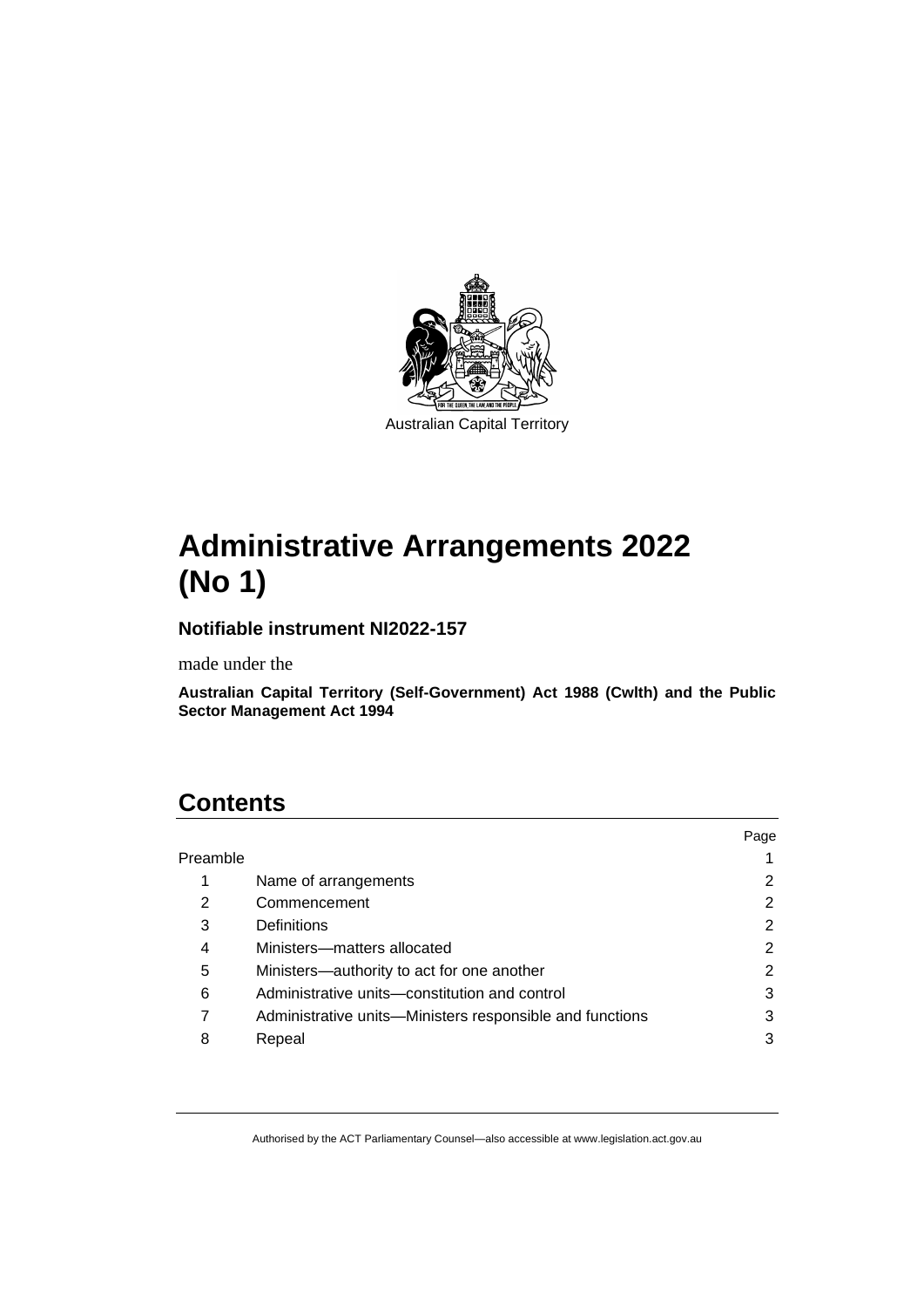Australian Capital Territory

# Administrative Arrangements 2022 (No 1)

**Notifiable instrument NI2022-157**

made under the

**Australian Capital Territory (Self-Government) Act 1988 (Cwlth) and the Public Sector Management Act 1994**

## Contents

| | | Page |
|---|---|---|
| Preamble | | 1 |
| 1 | Name of arrangements | 2 |
| 2 | Commencement | 2 |
| 3 | Definitions | 2 |
| 4 | Ministers—matters allocated | 2 |
| 5 | Ministers—authority to act for one another | 2 |
| 6 | Administrative units—constitution and control | 3 |
| 7 | Administrative units—Ministers responsible and functions | 3 |
| 8 | Repeal | 3 |

Authorised by the ACT Parliamentary Counsel—also accessible at www.legislation.act.gov.au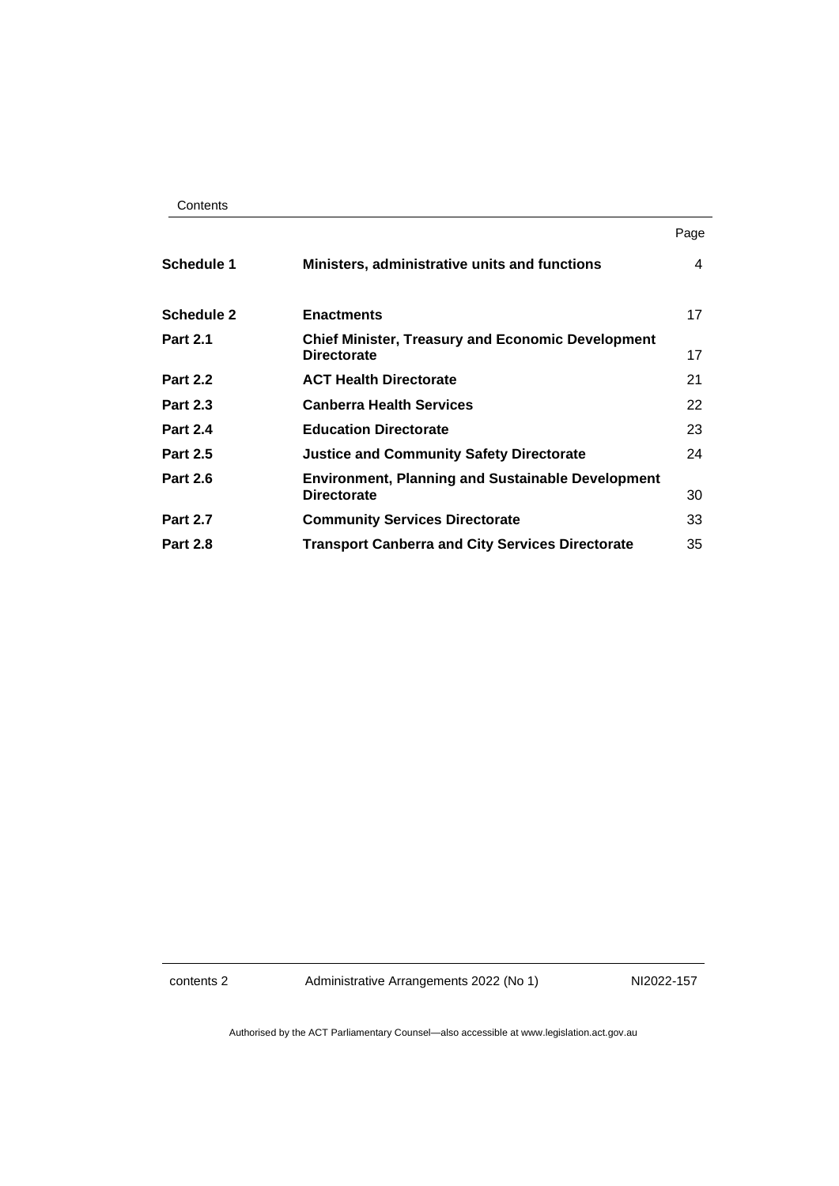| | | Page |
|---|---|---|
| **Schedule 1** | **Ministers, administrative units and functions** | 4 |
| **Schedule 2** | **Enactments** | 17 |
| **Part 2.1** | **Chief Minister, Treasury and Economic Development Directorate** | 17 |
| **Part 2.2** | **ACT Health Directorate** | 21 |
| **Part 2.3** | **Canberra Health Services** | 22 |
| **Part 2.4** | **Education Directorate** | 23 |
| **Part 2.5** | **Justice and Community Safety Directorate** | 24 |
| **Part 2.6** | **Environment, Planning and Sustainable Development Directorate** | 30 |
| **Part 2.7** | **Community Services Directorate** | 33 |
| **Part 2.8** | **Transport Canberra and City Services Directorate** | 35 |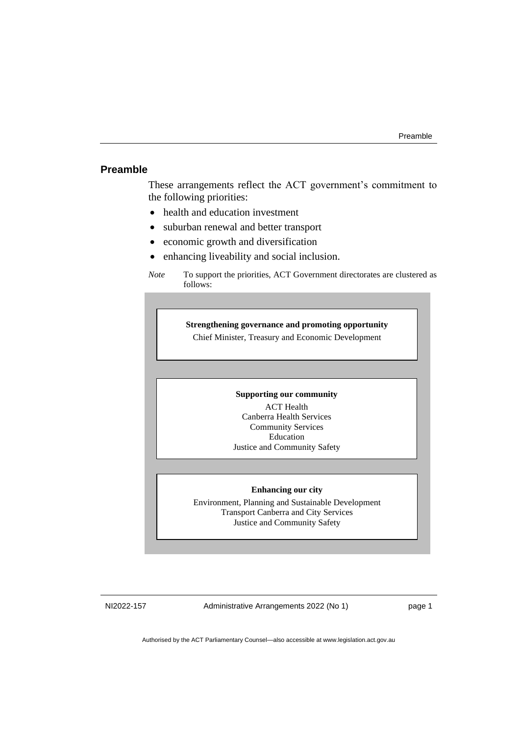## Preamble

These arrangements reflect the ACT government's commitment to the following priorities:

- health and education investment
- suburban renewal and better transport
- economic growth and diversification
- enhancing liveability and social inclusion.

*Note* To support the priorities, ACT Government directorates are clustered as follows:

**Strengthening governance and promoting opportunity**

Chief Minister, Treasury and Economic Development

**Supporting our community**

ACT Health
Canberra Health Services
Community Services
Education
Justice and Community Safety

**Enhancing our city**

Environment, Planning and Sustainable Development
Transport Canberra and City Services
Justice and Community Safety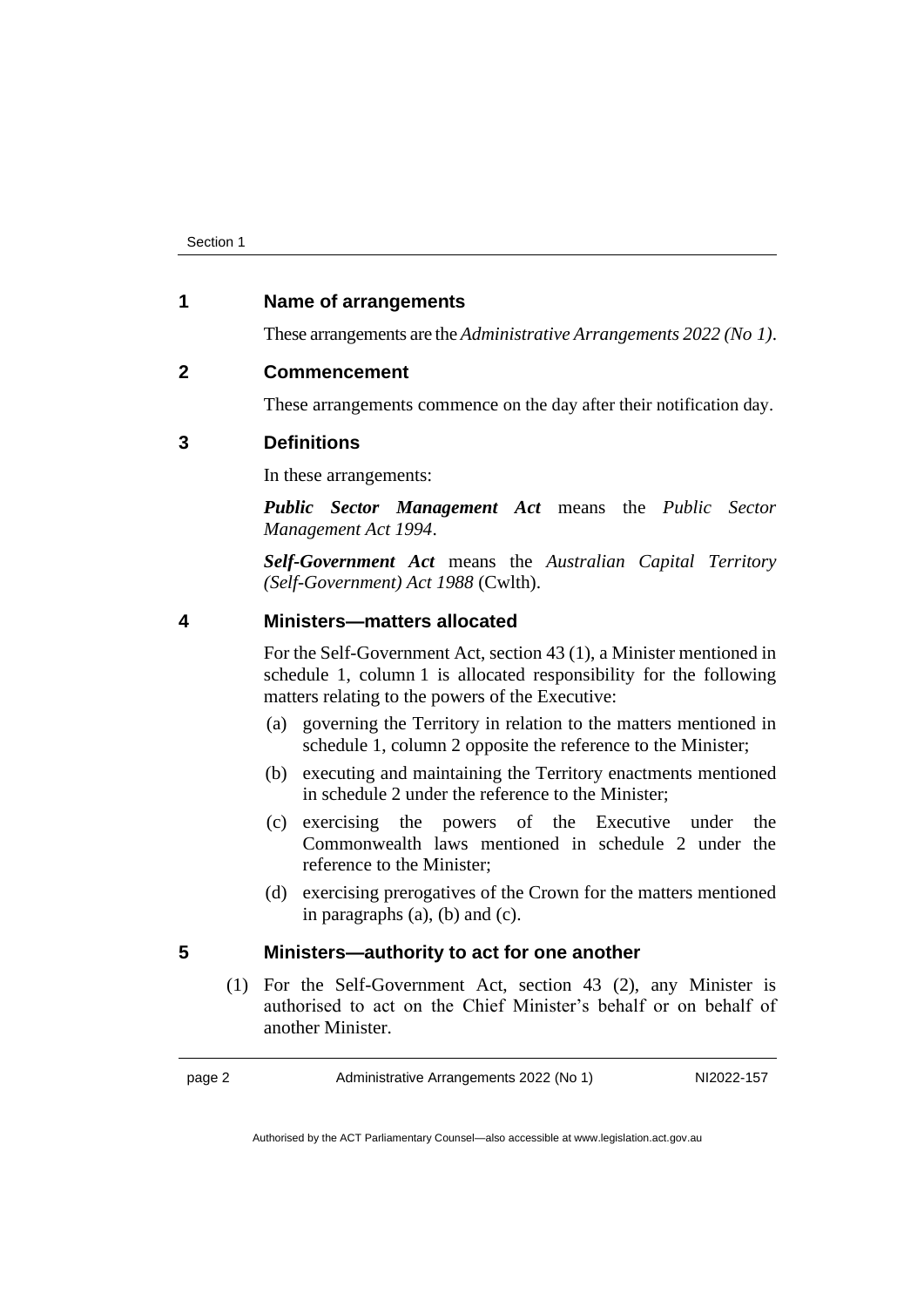## 1 Name of arrangements

These arrangements are the *Administrative Arrangements 2022 (No 1)*.

## 2 Commencement

These arrangements commence on the day after their notification day.

## 3 Definitions

In these arrangements:

***Public Sector Management Act*** means the *Public Sector Management Act 1994*.

***Self-Government Act*** means the *Australian Capital Territory (Self-Government) Act 1988* (Cwlth).

## 4 Ministers—matters allocated

For the Self-Government Act, section 43 (1), a Minister mentioned in schedule 1, column 1 is allocated responsibility for the following matters relating to the powers of the Executive:

(a) governing the Territory in relation to the matters mentioned in schedule 1, column 2 opposite the reference to the Minister;

(b) executing and maintaining the Territory enactments mentioned in schedule 2 under the reference to the Minister;

(c) exercising the powers of the Executive under the Commonwealth laws mentioned in schedule 2 under the reference to the Minister;

(d) exercising prerogatives of the Crown for the matters mentioned in paragraphs (a), (b) and (c).

## 5 Ministers—authority to act for one another

(1) For the Self-Government Act, section 43 (2), any Minister is authorised to act on the Chief Minister's behalf or on behalf of another Minister.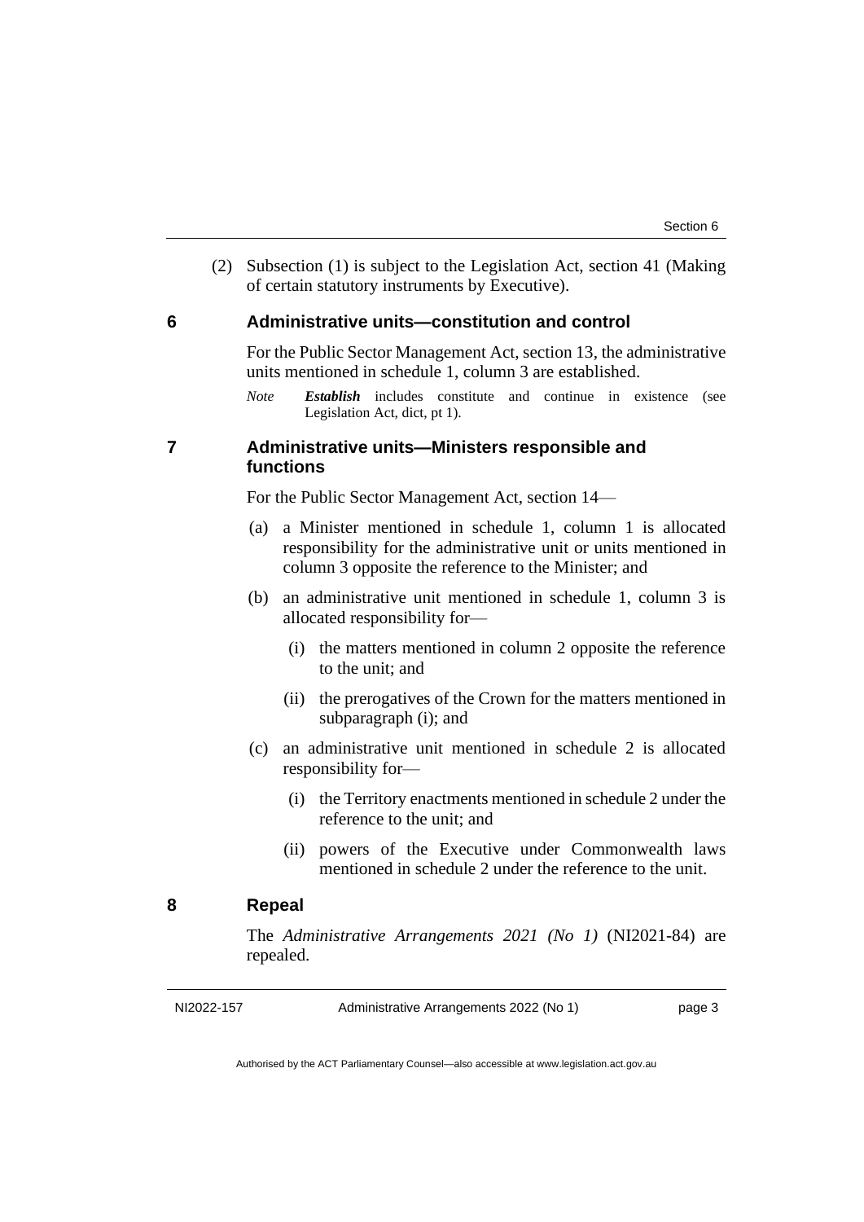(2) Subsection (1) is subject to the Legislation Act, section 41 (Making of certain statutory instruments by Executive).

## 6 Administrative units—constitution and control

For the Public Sector Management Act, section 13, the administrative units mentioned in schedule 1, column 3 are established.

*Note* ***Establish*** includes constitute and continue in existence (see Legislation Act, dict, pt 1).

## 7 Administrative units—Ministers responsible and functions

For the Public Sector Management Act, section 14—

(a) a Minister mentioned in schedule 1, column 1 is allocated responsibility for the administrative unit or units mentioned in column 3 opposite the reference to the Minister; and

(b) an administrative unit mentioned in schedule 1, column 3 is allocated responsibility for—

(i) the matters mentioned in column 2 opposite the reference to the unit; and

(ii) the prerogatives of the Crown for the matters mentioned in subparagraph (i); and

(c) an administrative unit mentioned in schedule 2 is allocated responsibility for—

(i) the Territory enactments mentioned in schedule 2 under the reference to the unit; and

(ii) powers of the Executive under Commonwealth laws mentioned in schedule 2 under the reference to the unit.

## 8 Repeal

The *Administrative Arrangements 2021 (No 1)* (NI2021-84) are repealed.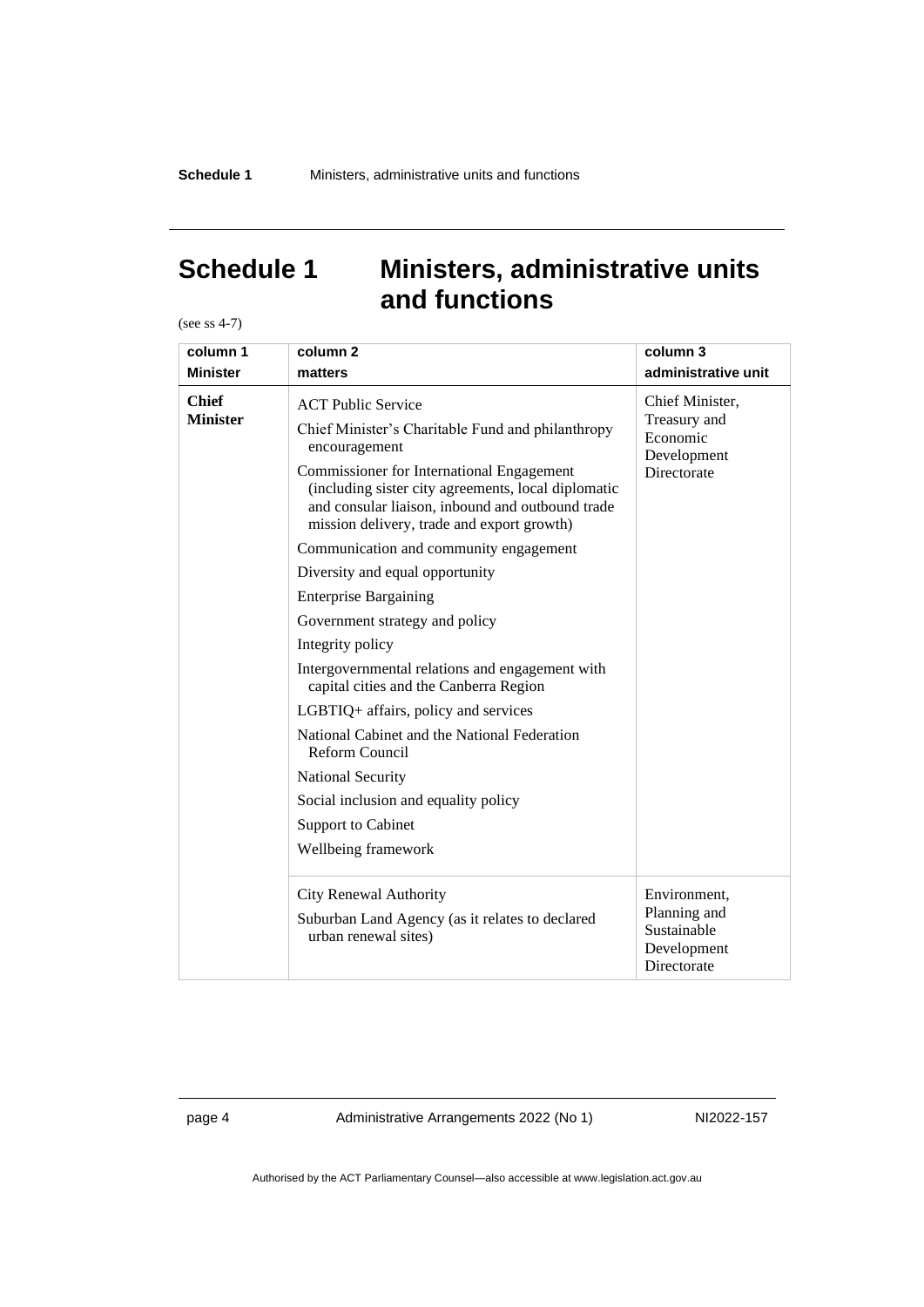# Schedule 1 Ministers, administrative units and functions

(see ss 4-7)

| column 1<br>Minister | column 2<br>matters | column 3<br>administrative unit |
|---|---|---|
| **Chief Minister** | ACT Public Service<br>Chief Minister's Charitable Fund and philanthropy encouragement<br>Commissioner for International Engagement (including sister city agreements, local diplomatic and consular liaison, inbound and outbound trade mission delivery, trade and export growth)<br>Communication and community engagement<br>Diversity and equal opportunity<br>Enterprise Bargaining<br>Government strategy and policy<br>Integrity policy<br>Intergovernmental relations and engagement with capital cities and the Canberra Region<br>LGBTIQ+ affairs, policy and services<br>National Cabinet and the National Federation Reform Council<br>National Security<br>Social inclusion and equality policy<br>Support to Cabinet<br>Wellbeing framework | Chief Minister, Treasury and Economic Development Directorate |
| | City Renewal Authority<br>Suburban Land Agency (as it relates to declared urban renewal sites) | Environment, Planning and Sustainable Development Directorate |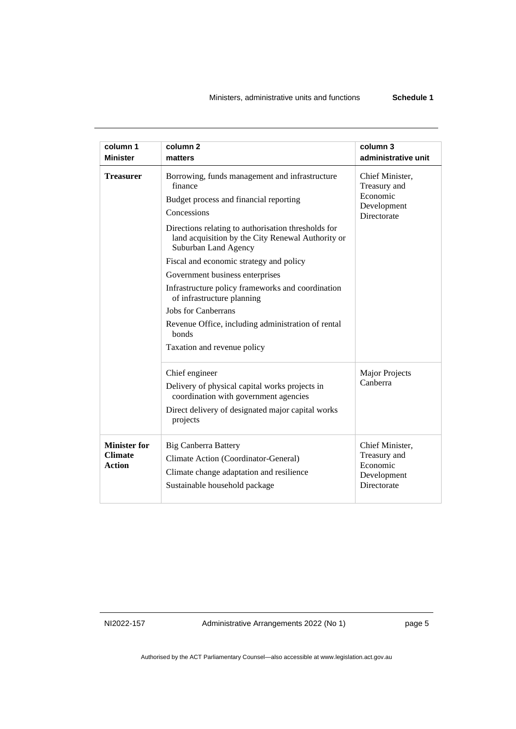| column 1 Minister | column 2 matters | column 3 administrative unit |
|---|---|---|
| **Treasurer** | Borrowing, funds management and infrastructure finance<br>Budget process and financial reporting<br>Concessions<br>Directions relating to authorisation thresholds for land acquisition by the City Renewal Authority or Suburban Land Agency<br>Fiscal and economic strategy and policy<br>Government business enterprises<br>Infrastructure policy frameworks and coordination of infrastructure planning<br>Jobs for Canberrans<br>Revenue Office, including administration of rental bonds<br>Taxation and revenue policy | Chief Minister, Treasury and Economic Development Directorate |
| | Chief engineer<br>Delivery of physical capital works projects in coordination with government agencies<br>Direct delivery of designated major capital works projects | Major Projects Canberra |
| **Minister for Climate Action** | Big Canberra Battery<br>Climate Action (Coordinator-General)<br>Climate change adaptation and resilience<br>Sustainable household package | Chief Minister, Treasury and Economic Development Directorate |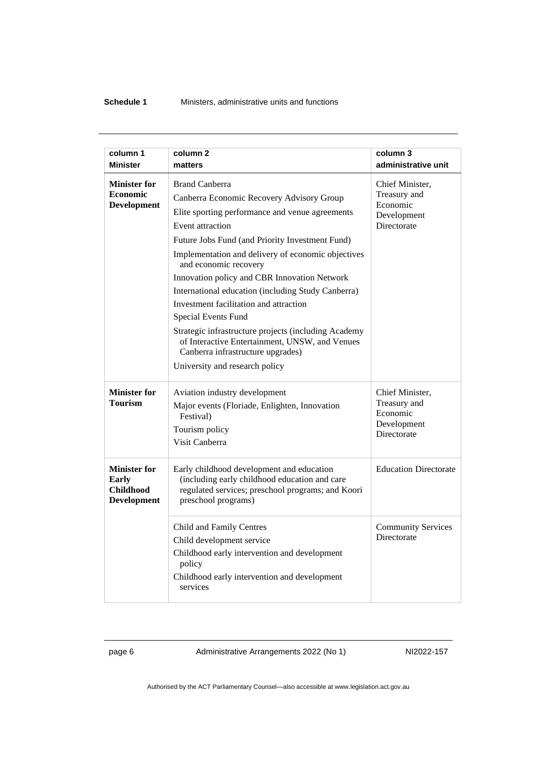| column 1 Minister | column 2 matters | column 3 administrative unit |
|---|---|---|
| **Minister for Economic Development** | Brand Canberra<br>Canberra Economic Recovery Advisory Group<br>Elite sporting performance and venue agreements<br>Event attraction<br>Future Jobs Fund (and Priority Investment Fund)<br>Implementation and delivery of economic objectives and economic recovery<br>Innovation policy and CBR Innovation Network<br>International education (including Study Canberra)<br>Investment facilitation and attraction<br>Special Events Fund<br>Strategic infrastructure projects (including Academy of Interactive Entertainment, UNSW, and Venues Canberra infrastructure upgrades)<br>University and research policy | Chief Minister, Treasury and Economic Development Directorate |
| **Minister for Tourism** | Aviation industry development<br>Major events (Floriade, Enlighten, Innovation Festival)<br>Tourism policy<br>Visit Canberra | Chief Minister, Treasury and Economic Development Directorate |
| **Minister for Early Childhood Development** | Early childhood development and education (including early childhood education and care regulated services; preschool programs; and Koori preschool programs) | Education Directorate |
| | Child and Family Centres<br>Child development service<br>Childhood early intervention and development policy<br>Childhood early intervention and development services | Community Services Directorate |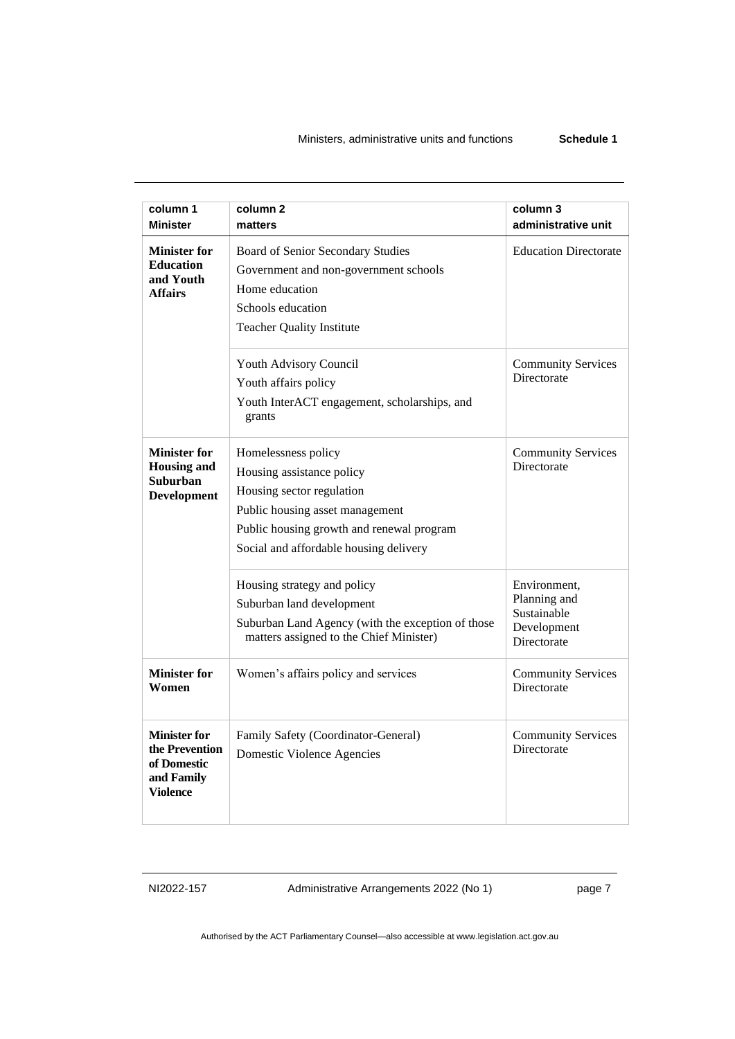| column 1<br>Minister | column 2<br>matters | column 3<br>administrative unit |
|---|---|---|
| **Minister for Education and Youth Affairs** | Board of Senior Secondary Studies<br>Government and non-government schools<br>Home education<br>Schools education<br>Teacher Quality Institute | Education Directorate |
| | Youth Advisory Council<br>Youth affairs policy<br>Youth InterACT engagement, scholarships, and grants | Community Services Directorate |
| **Minister for Housing and Suburban Development** | Homelessness policy<br>Housing assistance policy<br>Housing sector regulation<br>Public housing asset management<br>Public housing growth and renewal program<br>Social and affordable housing delivery | Community Services Directorate |
| | Housing strategy and policy<br>Suburban land development<br>Suburban Land Agency (with the exception of those matters assigned to the Chief Minister) | Environment, Planning and Sustainable Development Directorate |
| **Minister for Women** | Women's affairs policy and services | Community Services Directorate |
| **Minister for the Prevention of Domestic and Family Violence** | Family Safety (Coordinator-General)<br>Domestic Violence Agencies | Community Services Directorate |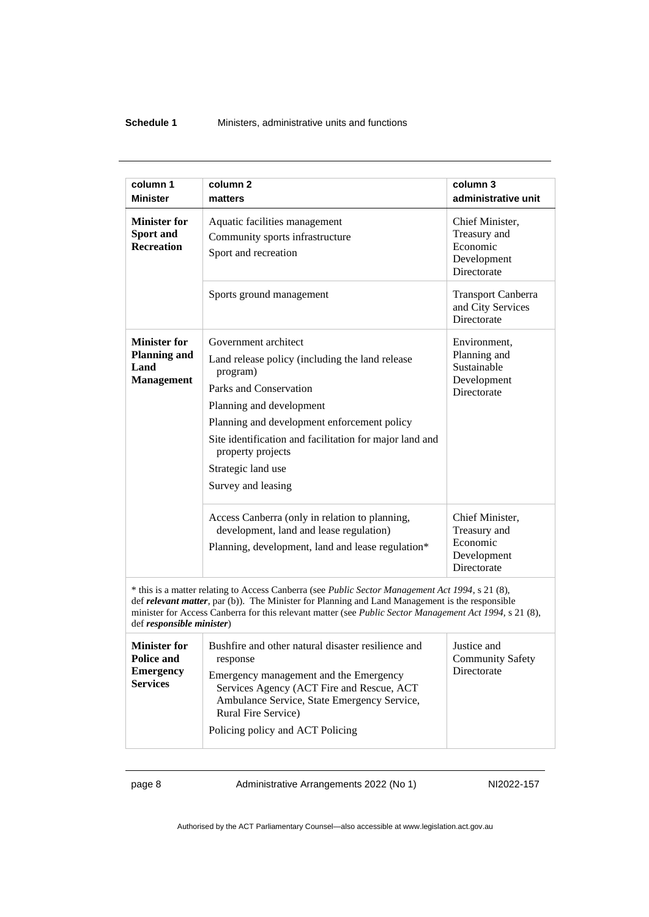| column 1 **Minister** | column 2 **matters** | column 3 **administrative unit** |
|---|---|---|
| **Minister for Sport and Recreation** | Aquatic facilities management<br>Community sports infrastructure<br>Sport and recreation | Chief Minister, Treasury and Economic Development Directorate |
| | Sports ground management | Transport Canberra and City Services Directorate |
| **Minister for Planning and Land Management** | Government architect<br>Land release policy (including the land release program)<br>Parks and Conservation<br>Planning and development<br>Planning and development enforcement policy<br>Site identification and facilitation for major land and property projects<br>Strategic land use<br>Survey and leasing | Environment, Planning and Sustainable Development Directorate |
| | Access Canberra (only in relation to planning, development, land and lease regulation)<br>Planning, development, land and lease regulation* | Chief Minister, Treasury and Economic Development Directorate |
| * this is a matter relating to Access Canberra (see *Public Sector Management Act 1994*, s 21 (8), def ***relevant matter***, par (b)). The Minister for Planning and Land Management is the responsible minister for Access Canberra for this relevant matter (see *Public Sector Management Act 1994*, s 21 (8), def ***responsible minister***) | | |
| **Minister for Police and Emergency Services** | Bushfire and other natural disaster resilience and response<br>Emergency management and the Emergency Services Agency (ACT Fire and Rescue, ACT Ambulance Service, State Emergency Service, Rural Fire Service)<br>Policing policy and ACT Policing | Justice and Community Safety Directorate |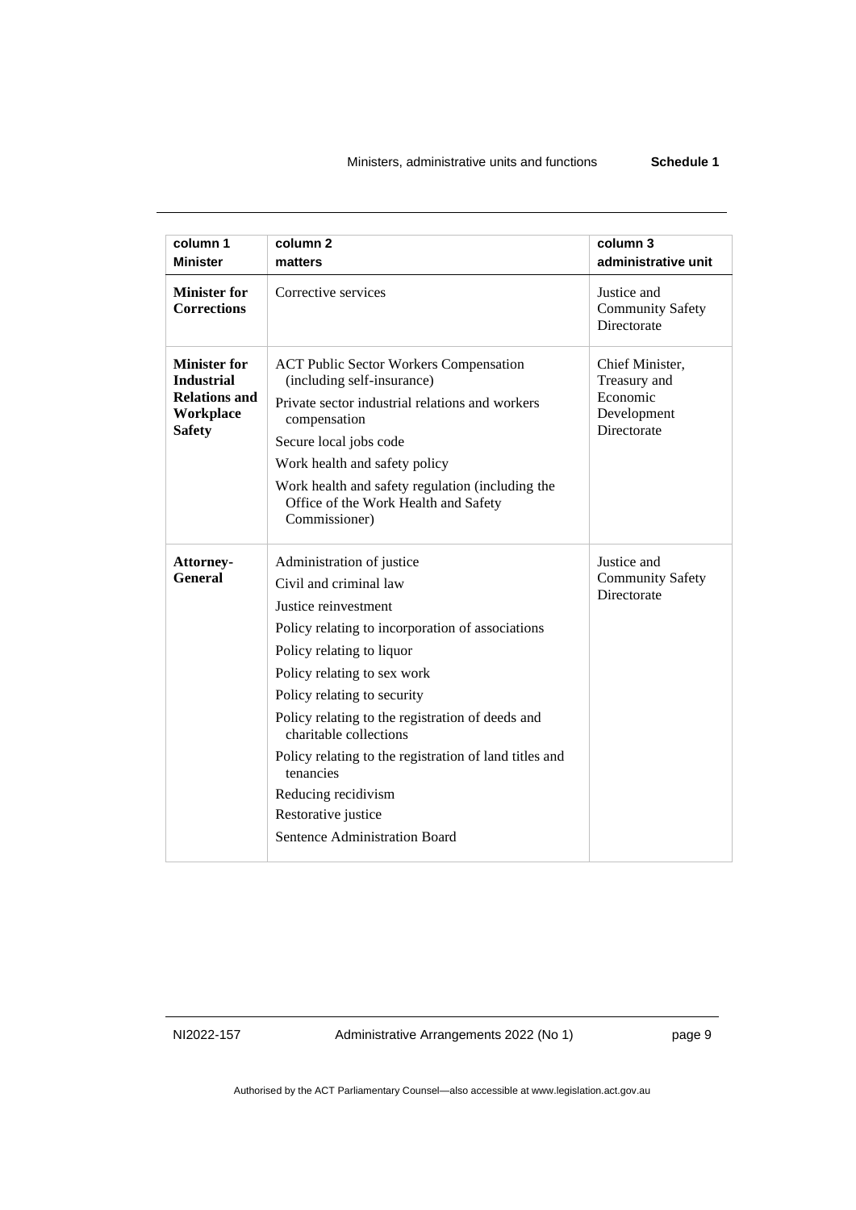| column 1<br>Minister | column 2<br>matters | column 3<br>administrative unit |
|---|---|---|
| **Minister for Corrections** | Corrective services | Justice and Community Safety Directorate |
| **Minister for Industrial Relations and Workplace Safety** | ACT Public Sector Workers Compensation (including self-insurance)<br>Private sector industrial relations and workers compensation<br>Secure local jobs code<br>Work health and safety policy<br>Work health and safety regulation (including the Office of the Work Health and Safety Commissioner) | Chief Minister, Treasury and Economic Development Directorate |
| **Attorney-General** | Administration of justice<br>Civil and criminal law<br>Justice reinvestment<br>Policy relating to incorporation of associations<br>Policy relating to liquor<br>Policy relating to sex work<br>Policy relating to security<br>Policy relating to the registration of deeds and charitable collections<br>Policy relating to the registration of land titles and tenancies<br>Reducing recidivism<br>Restorative justice<br>Sentence Administration Board | Justice and Community Safety Directorate |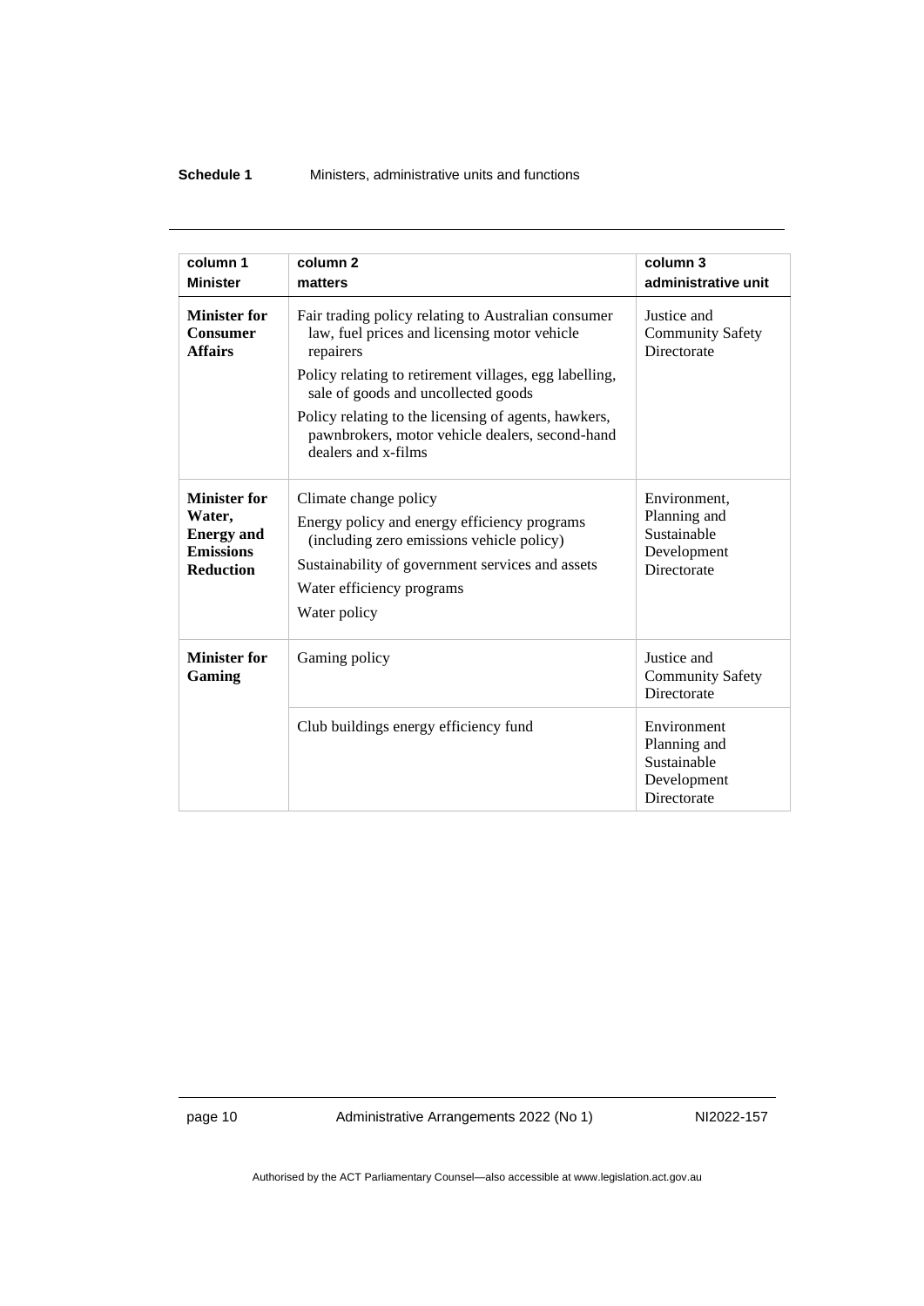| column 1<br>Minister | column 2<br>matters | column 3<br>administrative unit |
|---|---|---|
| **Minister for Consumer Affairs** | Fair trading policy relating to Australian consumer law, fuel prices and licensing motor vehicle repairers<br>Policy relating to retirement villages, egg labelling, sale of goods and uncollected goods<br>Policy relating to the licensing of agents, hawkers, pawnbrokers, motor vehicle dealers, second-hand dealers and x-films | Justice and Community Safety Directorate |
| **Minister for Water, Energy and Emissions Reduction** | Climate change policy<br>Energy policy and energy efficiency programs (including zero emissions vehicle policy)<br>Sustainability of government services and assets<br>Water efficiency programs<br>Water policy | Environment, Planning and Sustainable Development Directorate |
| **Minister for Gaming** | Gaming policy | Justice and Community Safety Directorate |
| | Club buildings energy efficiency fund | Environment Planning and Sustainable Development Directorate |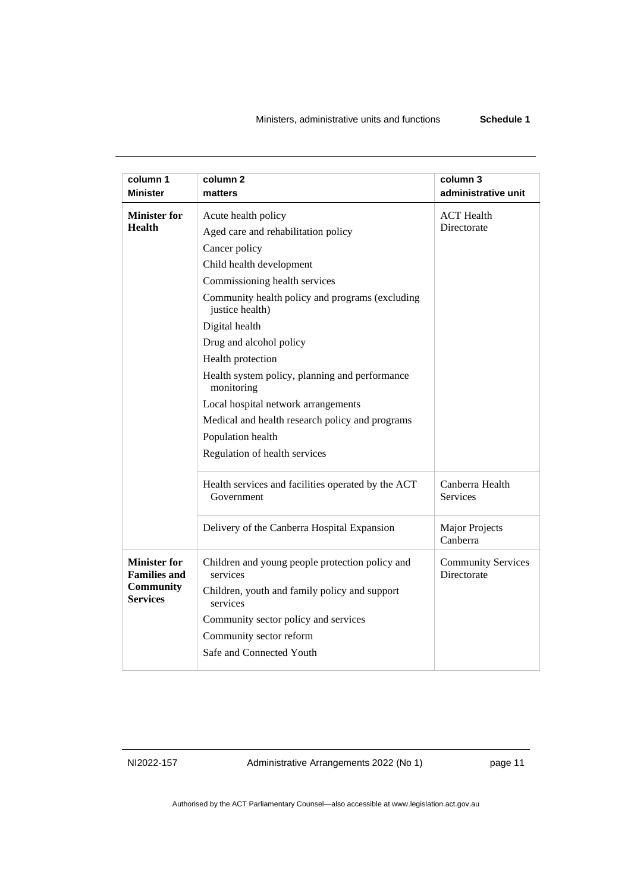| column 1<br>Minister | column 2<br>matters | column 3<br>administrative unit |
|---|---|---|
| **Minister for Health** | Acute health policy<br>Aged care and rehabilitation policy<br>Cancer policy<br>Child health development<br>Commissioning health services<br>Community health policy and programs (excluding justice health)<br>Digital health<br>Drug and alcohol policy<br>Health protection<br>Health system policy, planning and performance monitoring<br>Local hospital network arrangements<br>Medical and health research policy and programs<br>Population health<br>Regulation of health services | ACT Health Directorate |
| | Health services and facilities operated by the ACT Government | Canberra Health Services |
| | Delivery of the Canberra Hospital Expansion | Major Projects Canberra |
| **Minister for Families and Community Services** | Children and young people protection policy and services<br>Children, youth and family policy and support services<br>Community sector policy and services<br>Community sector reform<br>Safe and Connected Youth | Community Services Directorate |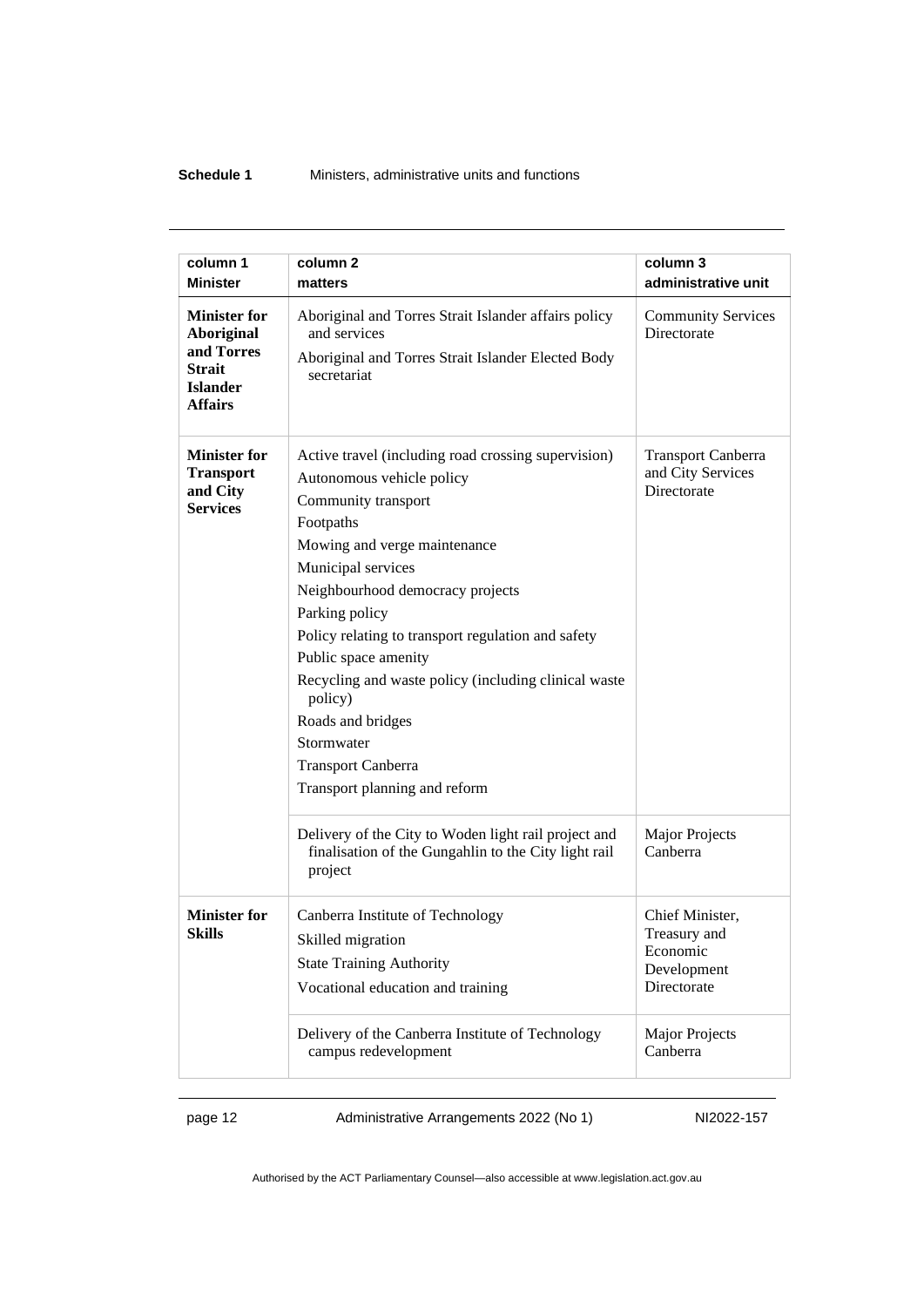| column 1 Minister | column 2 matters | column 3 administrative unit |
|---|---|---|
| **Minister for Aboriginal and Torres Strait Islander Affairs** | Aboriginal and Torres Strait Islander affairs policy and services<br>Aboriginal and Torres Strait Islander Elected Body secretariat | Community Services Directorate |
| **Minister for Transport and City Services** | Active travel (including road crossing supervision)<br>Autonomous vehicle policy<br>Community transport<br>Footpaths<br>Mowing and verge maintenance<br>Municipal services<br>Neighbourhood democracy projects<br>Parking policy<br>Policy relating to transport regulation and safety<br>Public space amenity<br>Recycling and waste policy (including clinical waste policy)<br>Roads and bridges<br>Stormwater<br>Transport Canberra<br>Transport planning and reform | Transport Canberra and City Services Directorate |
| | Delivery of the City to Woden light rail project and finalisation of the Gungahlin to the City light rail project | Major Projects Canberra |
| **Minister for Skills** | Canberra Institute of Technology<br>Skilled migration<br>State Training Authority<br>Vocational education and training | Chief Minister, Treasury and Economic Development Directorate |
| | Delivery of the Canberra Institute of Technology campus redevelopment | Major Projects Canberra |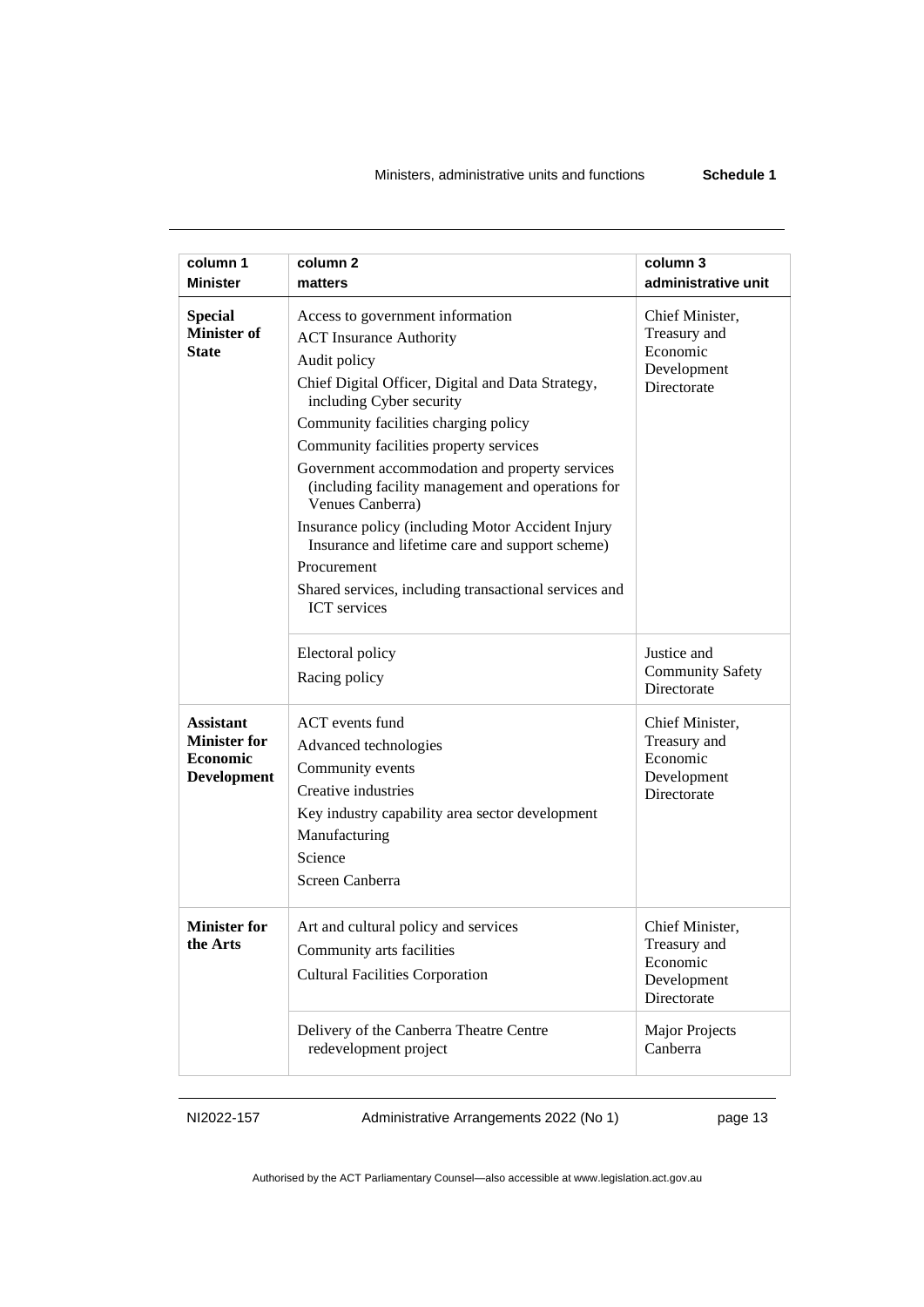| column 1<br>Minister | column 2<br>matters | column 3<br>administrative unit |
|---|---|---|
| **Special Minister of State** | Access to government information<br>ACT Insurance Authority<br>Audit policy<br>Chief Digital Officer, Digital and Data Strategy, including Cyber security<br>Community facilities charging policy<br>Community facilities property services<br>Government accommodation and property services (including facility management and operations for Venues Canberra)<br>Insurance policy (including Motor Accident Injury Insurance and lifetime care and support scheme)<br>Procurement<br>Shared services, including transactional services and ICT services | Chief Minister, Treasury and Economic Development Directorate |
| | Electoral policy<br>Racing policy | Justice and Community Safety Directorate |
| **Assistant Minister for Economic Development** | ACT events fund<br>Advanced technologies<br>Community events<br>Creative industries<br>Key industry capability area sector development<br>Manufacturing<br>Science<br>Screen Canberra | Chief Minister, Treasury and Economic Development Directorate |
| **Minister for the Arts** | Art and cultural policy and services<br>Community arts facilities<br>Cultural Facilities Corporation | Chief Minister, Treasury and Economic Development Directorate |
| | Delivery of the Canberra Theatre Centre redevelopment project | Major Projects Canberra |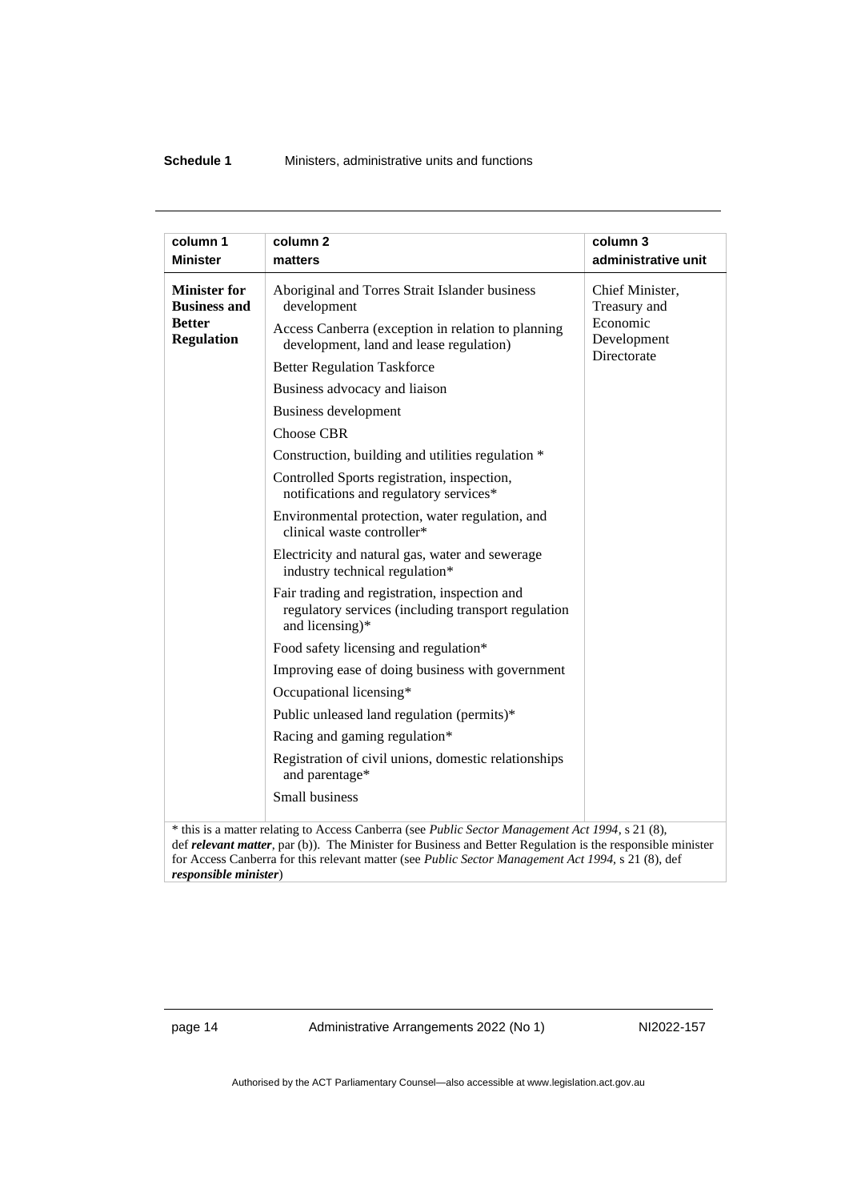| column 1<br>Minister | column 2<br>matters | column 3<br>administrative unit |
|---|---|---|
| **Minister for Business and Better Regulation** | Aboriginal and Torres Strait Islander business development<br>Access Canberra (exception in relation to planning development, land and lease regulation)<br>Better Regulation Taskforce<br>Business advocacy and liaison<br>Business development<br>Choose CBR<br>Construction, building and utilities regulation *<br>Controlled Sports registration, inspection, notifications and regulatory services*<br>Environmental protection, water regulation, and clinical waste controller*<br>Electricity and natural gas, water and sewerage industry technical regulation*<br>Fair trading and registration, inspection and regulatory services (including transport regulation and licensing)*<br>Food safety licensing and regulation*<br>Improving ease of doing business with government<br>Occupational licensing*<br>Public unleased land regulation (permits)*<br>Racing and gaming regulation*<br>Registration of civil unions, domestic relationships and parentage*<br>Small business | Chief Minister, Treasury and Economic Development Directorate |

* this is a matter relating to Access Canberra (see *Public Sector Management Act 1994*, s 21 (8), def ***relevant matter***, par (b)). The Minister for Business and Better Regulation is the responsible minister for Access Canberra for this relevant matter (see *Public Sector Management Act 1994*, s 21 (8), def ***responsible minister***)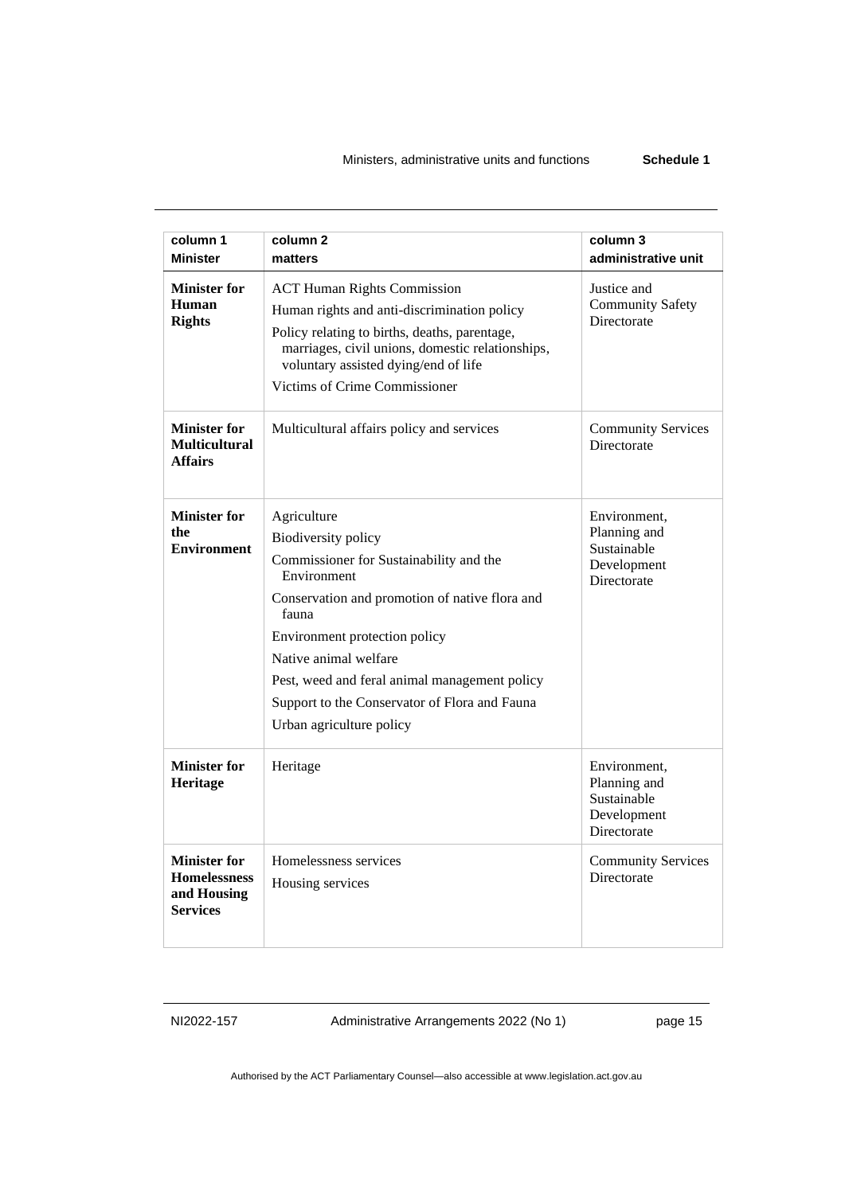| column 1 Minister | column 2 matters | column 3 administrative unit |
|---|---|---|
| **Minister for Human Rights** | ACT Human Rights Commission<br>Human rights and anti-discrimination policy<br>Policy relating to births, deaths, parentage, marriages, civil unions, domestic relationships, voluntary assisted dying/end of life<br>Victims of Crime Commissioner | Justice and Community Safety Directorate |
| **Minister for Multicultural Affairs** | Multicultural affairs policy and services | Community Services Directorate |
| **Minister for the Environment** | Agriculture<br>Biodiversity policy<br>Commissioner for Sustainability and the Environment<br>Conservation and promotion of native flora and fauna<br>Environment protection policy<br>Native animal welfare<br>Pest, weed and feral animal management policy<br>Support to the Conservator of Flora and Fauna<br>Urban agriculture policy | Environment, Planning and Sustainable Development Directorate |
| **Minister for Heritage** | Heritage | Environment, Planning and Sustainable Development Directorate |
| **Minister for Homelessness and Housing Services** | Homelessness services<br>Housing services | Community Services Directorate |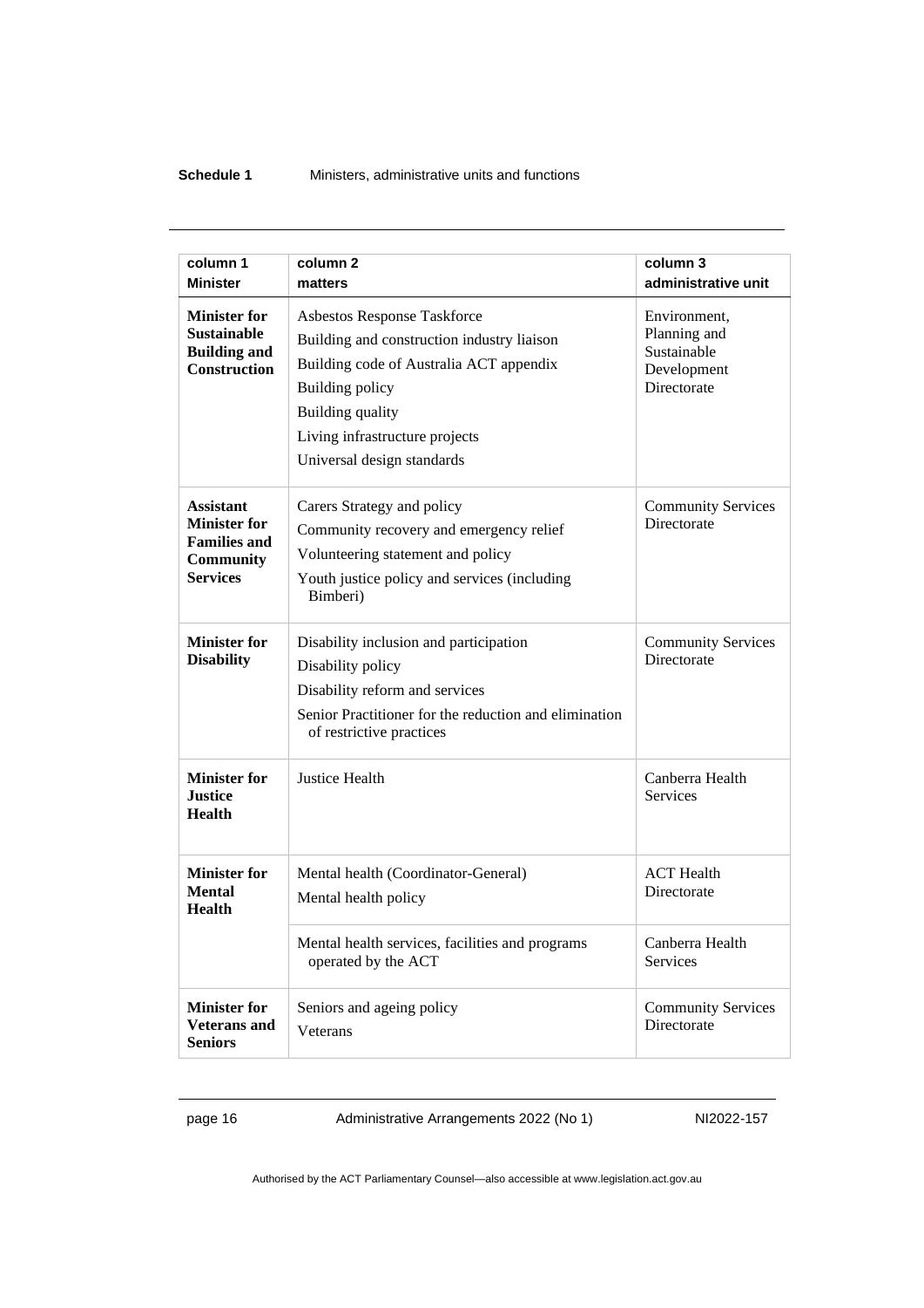| column 1<br>Minister | column 2<br>matters | column 3<br>administrative unit |
|---|---|---|
| **Minister for Sustainable Building and Construction** | Asbestos Response Taskforce<br>Building and construction industry liaison<br>Building code of Australia ACT appendix<br>Building policy<br>Building quality<br>Living infrastructure projects<br>Universal design standards | Environment, Planning and Sustainable Development Directorate |
| **Assistant Minister for Families and Community Services** | Carers Strategy and policy<br>Community recovery and emergency relief<br>Volunteering statement and policy<br>Youth justice policy and services (including Bimberi) | Community Services Directorate |
| **Minister for Disability** | Disability inclusion and participation<br>Disability policy<br>Disability reform and services<br>Senior Practitioner for the reduction and elimination of restrictive practices | Community Services Directorate |
| **Minister for Justice Health** | Justice Health | Canberra Health Services |
| **Minister for Mental Health** | Mental health (Coordinator-General)<br>Mental health policy | ACT Health Directorate |
| | Mental health services, facilities and programs operated by the ACT | Canberra Health Services |
| **Minister for Veterans and Seniors** | Seniors and ageing policy<br>Veterans | Community Services Directorate |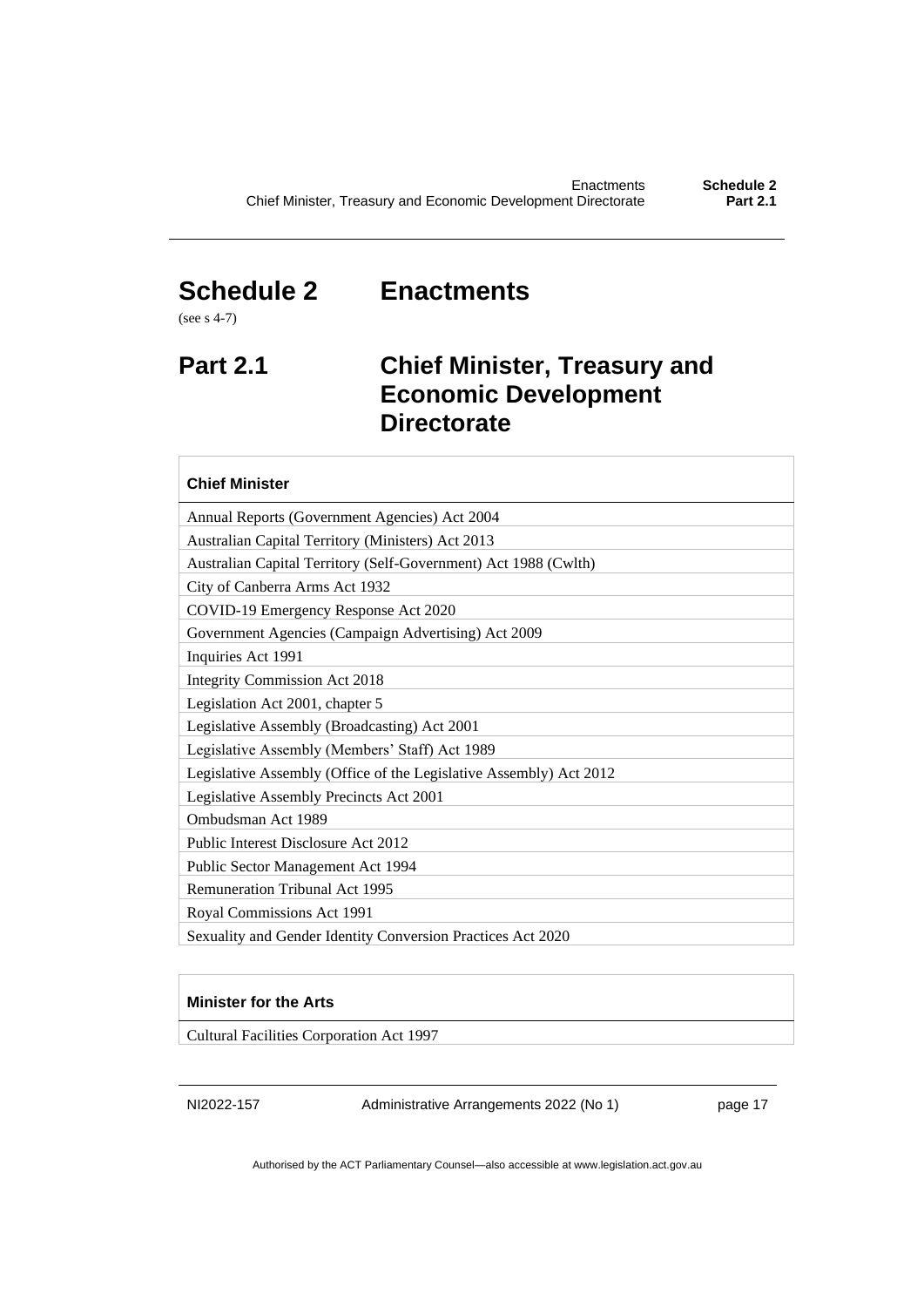# Schedule 2 Enactments

(see s 4-7)

## Part 2.1 Chief Minister, Treasury and Economic Development Directorate

| Chief Minister |
| --- |
| Annual Reports (Government Agencies) Act 2004 |
| Australian Capital Territory (Ministers) Act 2013 |
| Australian Capital Territory (Self-Government) Act 1988 (Cwlth) |
| City of Canberra Arms Act 1932 |
| COVID-19 Emergency Response Act 2020 |
| Government Agencies (Campaign Advertising) Act 2009 |
| Inquiries Act 1991 |
| Integrity Commission Act 2018 |
| Legislation Act 2001, chapter 5 |
| Legislative Assembly (Broadcasting) Act 2001 |
| Legislative Assembly (Members' Staff) Act 1989 |
| Legislative Assembly (Office of the Legislative Assembly) Act 2012 |
| Legislative Assembly Precincts Act 2001 |
| Ombudsman Act 1989 |
| Public Interest Disclosure Act 2012 |
| Public Sector Management Act 1994 |
| Remuneration Tribunal Act 1995 |
| Royal Commissions Act 1991 |
| Sexuality and Gender Identity Conversion Practices Act 2020 |

| Minister for the Arts |
| --- |
| Cultural Facilities Corporation Act 1997 |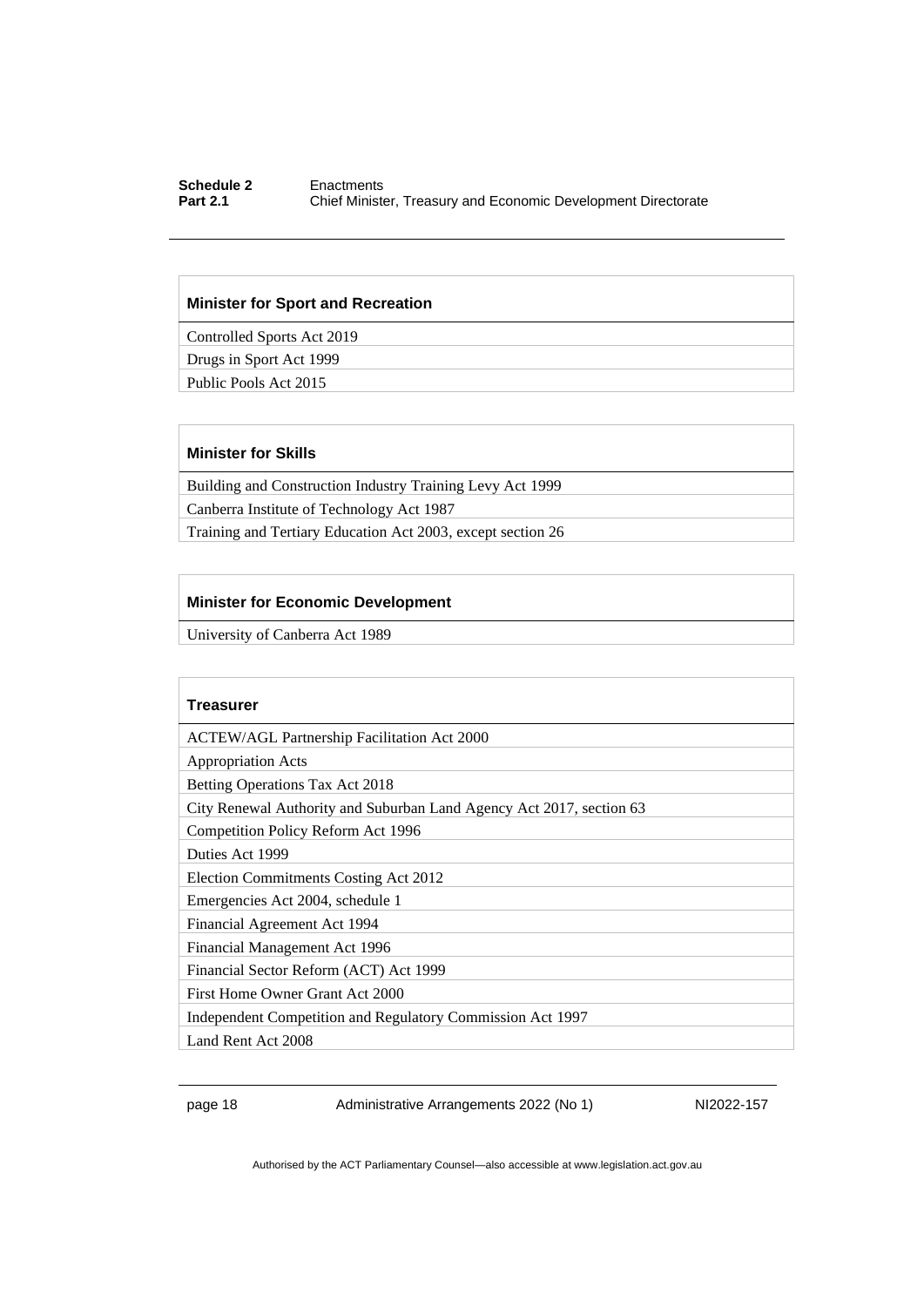| Minister for Sport and Recreation |
|---|
| Controlled Sports Act 2019 |
| Drugs in Sport Act 1999 |
| Public Pools Act 2015 |

| Minister for Skills |
|---|
| Building and Construction Industry Training Levy Act 1999 |
| Canberra Institute of Technology Act 1987 |
| Training and Tertiary Education Act 2003, except section 26 |

| Minister for Economic Development |
|---|
| University of Canberra Act 1989 |

| Treasurer |
|---|
| ACTEW/AGL Partnership Facilitation Act 2000 |
| Appropriation Acts |
| Betting Operations Tax Act 2018 |
| City Renewal Authority and Suburban Land Agency Act 2017, section 63 |
| Competition Policy Reform Act 1996 |
| Duties Act 1999 |
| Election Commitments Costing Act 2012 |
| Emergencies Act 2004, schedule 1 |
| Financial Agreement Act 1994 |
| Financial Management Act 1996 |
| Financial Sector Reform (ACT) Act 1999 |
| First Home Owner Grant Act 2000 |
| Independent Competition and Regulatory Commission Act 1997 |
| Land Rent Act 2008 |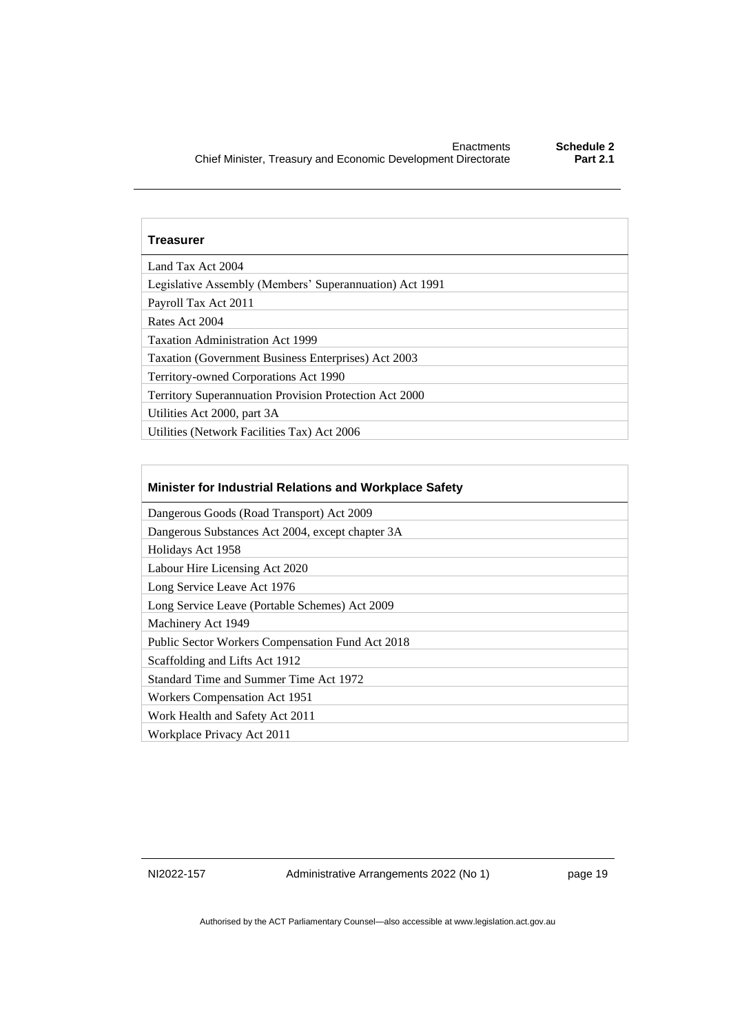| Treasurer |
| --- |
| Land Tax Act 2004 |
| Legislative Assembly (Members' Superannuation) Act 1991 |
| Payroll Tax Act 2011 |
| Rates Act 2004 |
| Taxation Administration Act 1999 |
| Taxation (Government Business Enterprises) Act 2003 |
| Territory-owned Corporations Act 1990 |
| Territory Superannuation Provision Protection Act 2000 |
| Utilities Act 2000, part 3A |
| Utilities (Network Facilities Tax) Act 2006 |

| Minister for Industrial Relations and Workplace Safety |
| --- |
| Dangerous Goods (Road Transport) Act 2009 |
| Dangerous Substances Act 2004, except chapter 3A |
| Holidays Act 1958 |
| Labour Hire Licensing Act 2020 |
| Long Service Leave Act 1976 |
| Long Service Leave (Portable Schemes) Act 2009 |
| Machinery Act 1949 |
| Public Sector Workers Compensation Fund Act 2018 |
| Scaffolding and Lifts Act 1912 |
| Standard Time and Summer Time Act 1972 |
| Workers Compensation Act 1951 |
| Work Health and Safety Act 2011 |
| Workplace Privacy Act 2011 |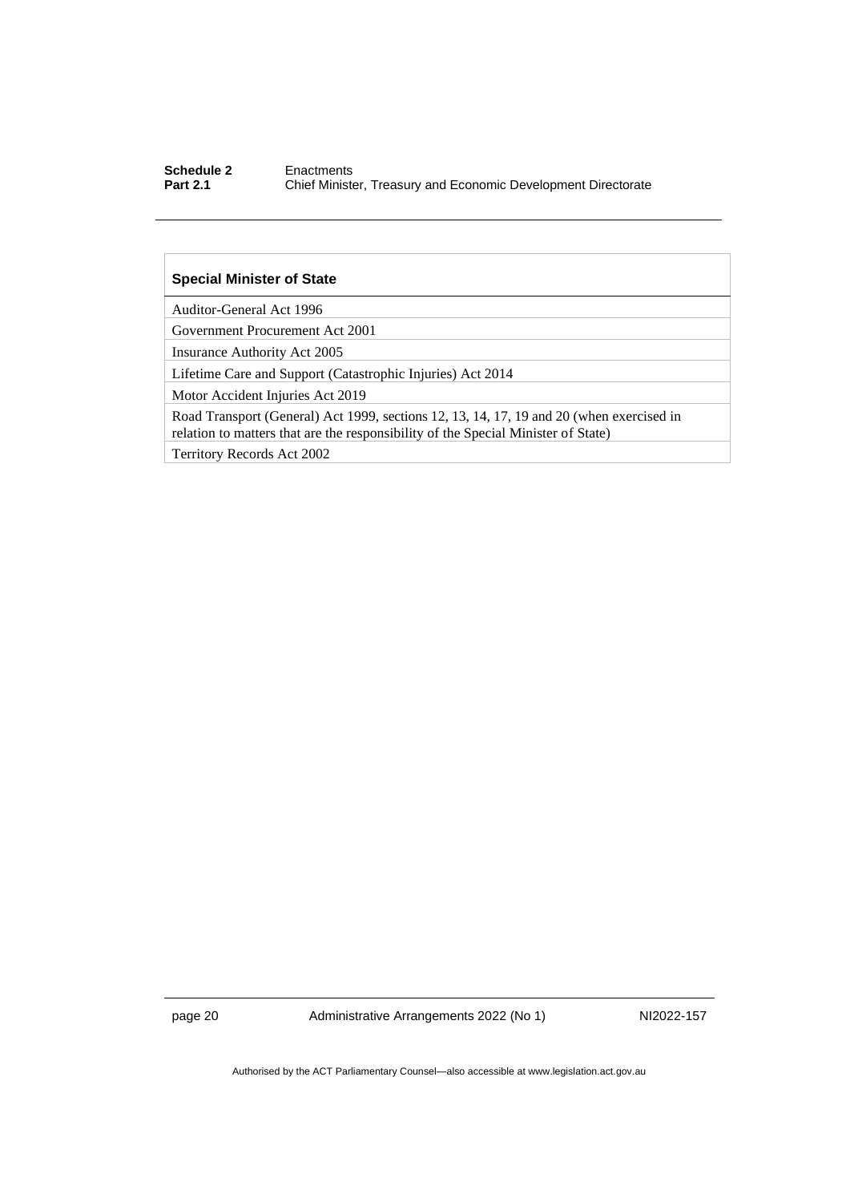| Special Minister of State |
| --- |
| Auditor-General Act 1996 |
| Government Procurement Act 2001 |
| Insurance Authority Act 2005 |
| Lifetime Care and Support (Catastrophic Injuries) Act 2014 |
| Motor Accident Injuries Act 2019 |
| Road Transport (General) Act 1999, sections 12, 13, 14, 17, 19 and 20 (when exercised in relation to matters that are the responsibility of the Special Minister of State) |
| Territory Records Act 2002 |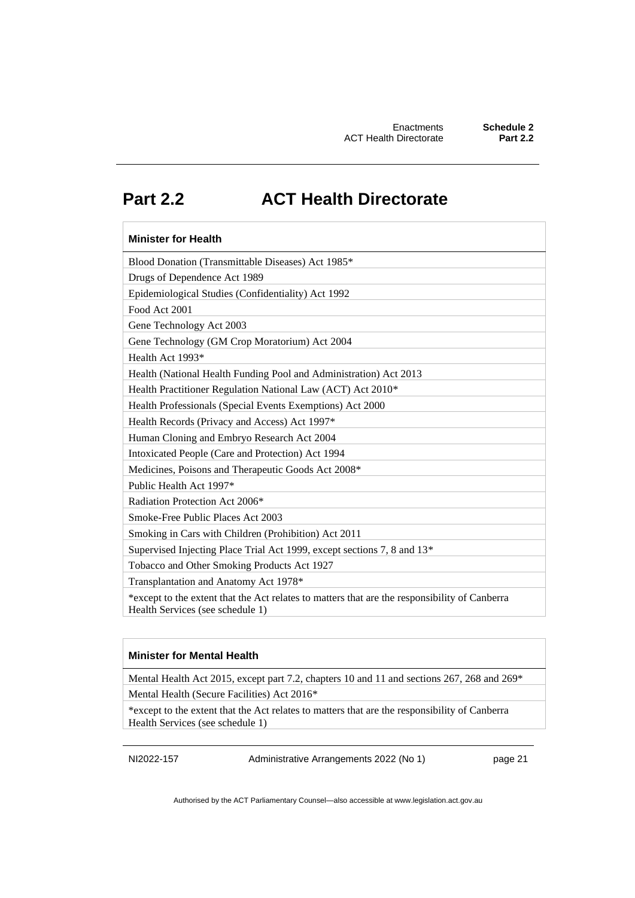# Part 2.2 ACT Health Directorate

| Minister for Health |
| --- |
| Blood Donation (Transmittable Diseases) Act 1985* |
| Drugs of Dependence Act 1989 |
| Epidemiological Studies (Confidentiality) Act 1992 |
| Food Act 2001 |
| Gene Technology Act 2003 |
| Gene Technology (GM Crop Moratorium) Act 2004 |
| Health Act 1993* |
| Health (National Health Funding Pool and Administration) Act 2013 |
| Health Practitioner Regulation National Law (ACT) Act 2010* |
| Health Professionals (Special Events Exemptions) Act 2000 |
| Health Records (Privacy and Access) Act 1997* |
| Human Cloning and Embryo Research Act 2004 |
| Intoxicated People (Care and Protection) Act 1994 |
| Medicines, Poisons and Therapeutic Goods Act 2008* |
| Public Health Act 1997* |
| Radiation Protection Act 2006* |
| Smoke-Free Public Places Act 2003 |
| Smoking in Cars with Children (Prohibition) Act 2011 |
| Supervised Injecting Place Trial Act 1999, except sections 7, 8 and 13* |
| Tobacco and Other Smoking Products Act 1927 |
| Transplantation and Anatomy Act 1978* |
| *except to the extent that the Act relates to matters that are the responsibility of Canberra Health Services (see schedule 1) |

| Minister for Mental Health |
| --- |
| Mental Health Act 2015, except part 7.2, chapters 10 and 11 and sections 267, 268 and 269* |
| Mental Health (Secure Facilities) Act 2016* |
| *except to the extent that the Act relates to matters that are the responsibility of Canberra Health Services (see schedule 1) |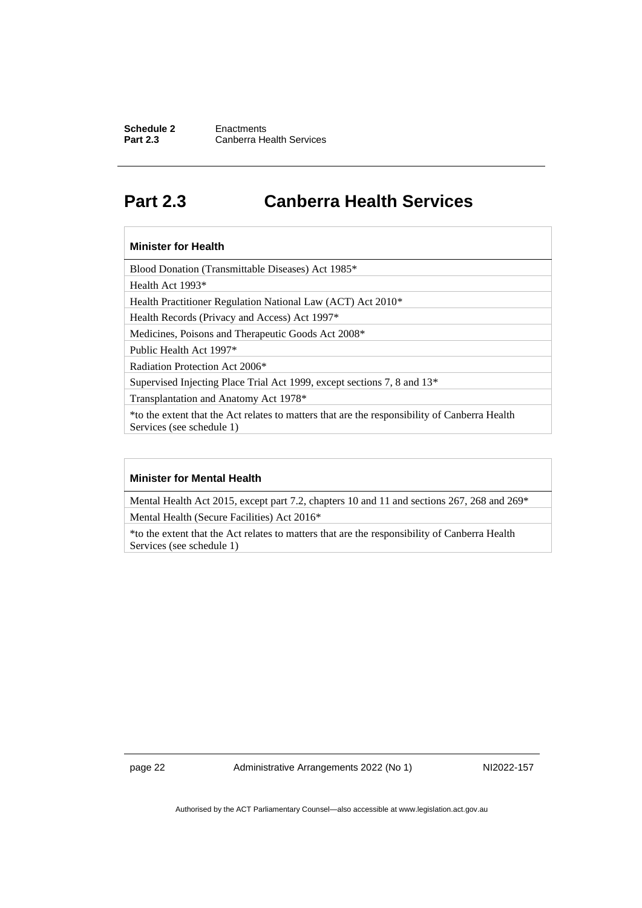## Part 2.3 Canberra Health Services

| Minister for Health |
|---|
| Blood Donation (Transmittable Diseases) Act 1985* |
| Health Act 1993* |
| Health Practitioner Regulation National Law (ACT) Act 2010* |
| Health Records (Privacy and Access) Act 1997* |
| Medicines, Poisons and Therapeutic Goods Act 2008* |
| Public Health Act 1997* |
| Radiation Protection Act 2006* |
| Supervised Injecting Place Trial Act 1999, except sections 7, 8 and 13* |
| Transplantation and Anatomy Act 1978* |
| *to the extent that the Act relates to matters that are the responsibility of Canberra Health Services (see schedule 1) |

| Minister for Mental Health |
|---|
| Mental Health Act 2015, except part 7.2, chapters 10 and 11 and sections 267, 268 and 269* |
| Mental Health (Secure Facilities) Act 2016* |
| *to the extent that the Act relates to matters that are the responsibility of Canberra Health Services (see schedule 1) |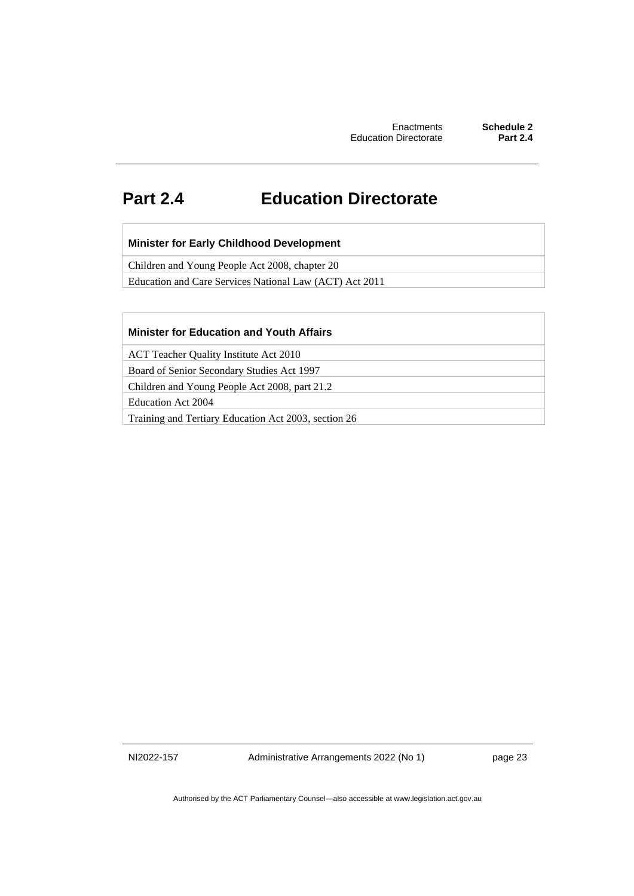# Part 2.4 Education Directorate

| **Minister for Early Childhood Development** |
| --- |
| Children and Young People Act 2008, chapter 20 |
| Education and Care Services National Law (ACT) Act 2011 |

| **Minister for Education and Youth Affairs** |
| --- |
| ACT Teacher Quality Institute Act 2010 |
| Board of Senior Secondary Studies Act 1997 |
| Children and Young People Act 2008, part 21.2 |
| Education Act 2004 |
| Training and Tertiary Education Act 2003, section 26 |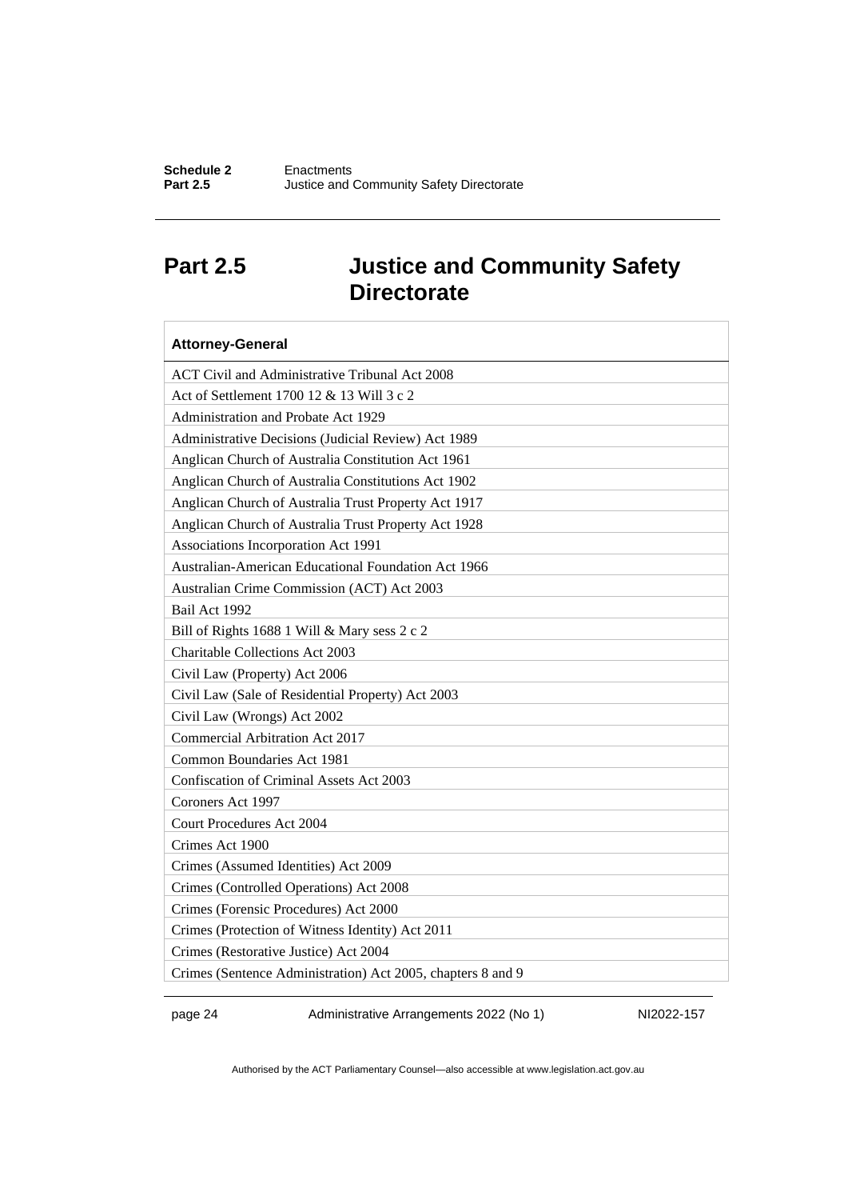# Part 2.5 Justice and Community Safety Directorate

| Attorney-General |
|---|
| ACT Civil and Administrative Tribunal Act 2008 |
| Act of Settlement 1700 12 & 13 Will 3 c 2 |
| Administration and Probate Act 1929 |
| Administrative Decisions (Judicial Review) Act 1989 |
| Anglican Church of Australia Constitution Act 1961 |
| Anglican Church of Australia Constitutions Act 1902 |
| Anglican Church of Australia Trust Property Act 1917 |
| Anglican Church of Australia Trust Property Act 1928 |
| Associations Incorporation Act 1991 |
| Australian-American Educational Foundation Act 1966 |
| Australian Crime Commission (ACT) Act 2003 |
| Bail Act 1992 |
| Bill of Rights 1688 1 Will & Mary sess 2 c 2 |
| Charitable Collections Act 2003 |
| Civil Law (Property) Act 2006 |
| Civil Law (Sale of Residential Property) Act 2003 |
| Civil Law (Wrongs) Act 2002 |
| Commercial Arbitration Act 2017 |
| Common Boundaries Act 1981 |
| Confiscation of Criminal Assets Act 2003 |
| Coroners Act 1997 |
| Court Procedures Act 2004 |
| Crimes Act 1900 |
| Crimes (Assumed Identities) Act 2009 |
| Crimes (Controlled Operations) Act 2008 |
| Crimes (Forensic Procedures) Act 2000 |
| Crimes (Protection of Witness Identity) Act 2011 |
| Crimes (Restorative Justice) Act 2004 |
| Crimes (Sentence Administration) Act 2005, chapters 8 and 9 |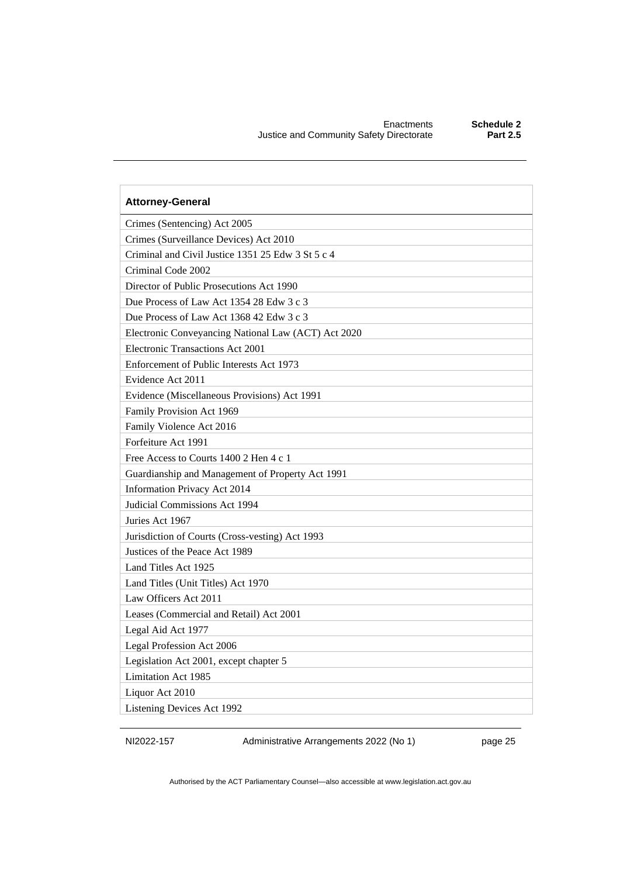| Attorney-General |
|---|
| Crimes (Sentencing) Act 2005 |
| Crimes (Surveillance Devices) Act 2010 |
| Criminal and Civil Justice 1351 25 Edw 3 St 5 c 4 |
| Criminal Code 2002 |
| Director of Public Prosecutions Act 1990 |
| Due Process of Law Act 1354 28 Edw 3 c 3 |
| Due Process of Law Act 1368 42 Edw 3 c 3 |
| Electronic Conveyancing National Law (ACT) Act 2020 |
| Electronic Transactions Act 2001 |
| Enforcement of Public Interests Act 1973 |
| Evidence Act 2011 |
| Evidence (Miscellaneous Provisions) Act 1991 |
| Family Provision Act 1969 |
| Family Violence Act 2016 |
| Forfeiture Act 1991 |
| Free Access to Courts 1400 2 Hen 4 c 1 |
| Guardianship and Management of Property Act 1991 |
| Information Privacy Act 2014 |
| Judicial Commissions Act 1994 |
| Juries Act 1967 |
| Jurisdiction of Courts (Cross-vesting) Act 1993 |
| Justices of the Peace Act 1989 |
| Land Titles Act 1925 |
| Land Titles (Unit Titles) Act 1970 |
| Law Officers Act 2011 |
| Leases (Commercial and Retail) Act 2001 |
| Legal Aid Act 1977 |
| Legal Profession Act 2006 |
| Legislation Act 2001, except chapter 5 |
| Limitation Act 1985 |
| Liquor Act 2010 |
| Listening Devices Act 1992 |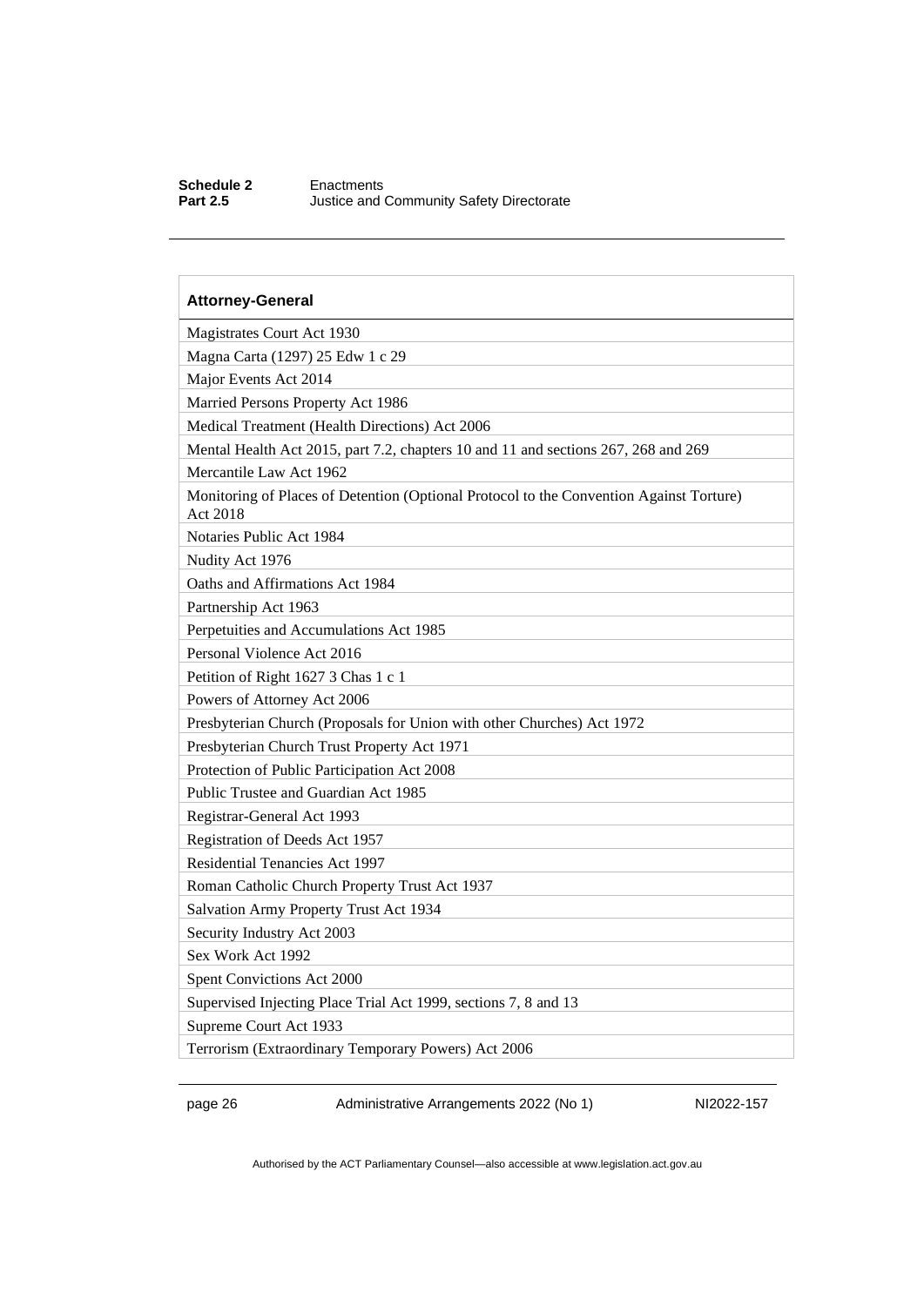| Attorney-General |
| --- |
| Magistrates Court Act 1930 |
| Magna Carta (1297) 25 Edw 1 c 29 |
| Major Events Act 2014 |
| Married Persons Property Act 1986 |
| Medical Treatment (Health Directions) Act 2006 |
| Mental Health Act 2015, part 7.2, chapters 10 and 11 and sections 267, 268 and 269 |
| Mercantile Law Act 1962 |
| Monitoring of Places of Detention (Optional Protocol to the Convention Against Torture) Act 2018 |
| Notaries Public Act 1984 |
| Nudity Act 1976 |
| Oaths and Affirmations Act 1984 |
| Partnership Act 1963 |
| Perpetuities and Accumulations Act 1985 |
| Personal Violence Act 2016 |
| Petition of Right 1627 3 Chas 1 c 1 |
| Powers of Attorney Act 2006 |
| Presbyterian Church (Proposals for Union with other Churches) Act 1972 |
| Presbyterian Church Trust Property Act 1971 |
| Protection of Public Participation Act 2008 |
| Public Trustee and Guardian Act 1985 |
| Registrar-General Act 1993 |
| Registration of Deeds Act 1957 |
| Residential Tenancies Act 1997 |
| Roman Catholic Church Property Trust Act 1937 |
| Salvation Army Property Trust Act 1934 |
| Security Industry Act 2003 |
| Sex Work Act 1992 |
| Spent Convictions Act 2000 |
| Supervised Injecting Place Trial Act 1999, sections 7, 8 and 13 |
| Supreme Court Act 1933 |
| Terrorism (Extraordinary Temporary Powers) Act 2006 |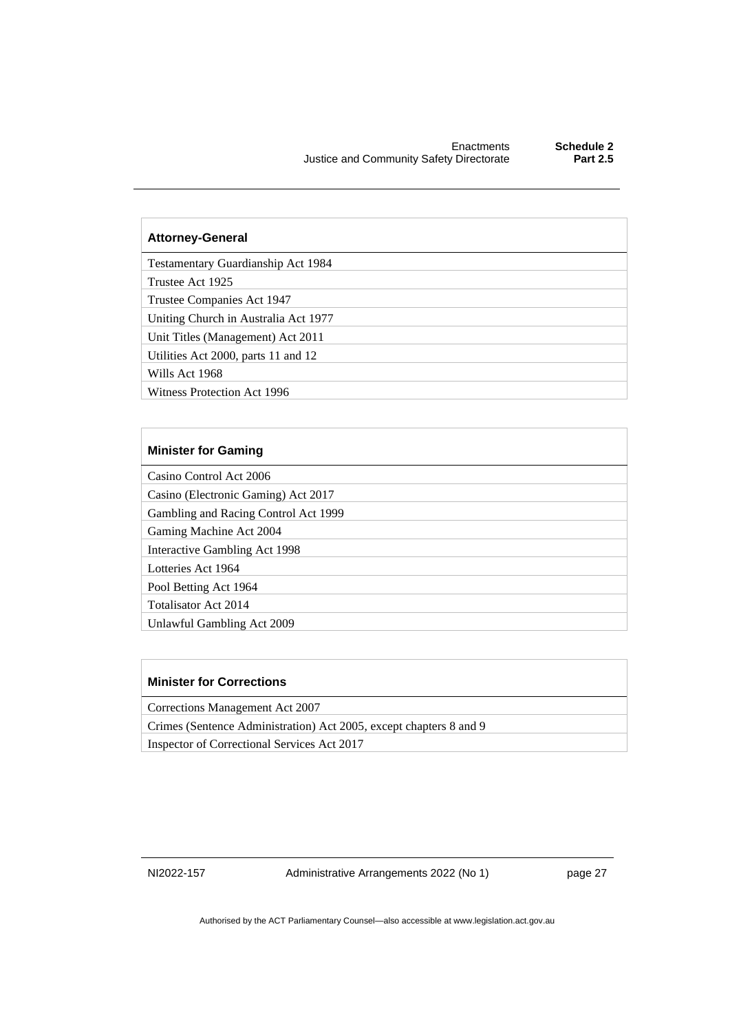| Attorney-General |
|---|
| Testamentary Guardianship Act 1984 |
| Trustee Act 1925 |
| Trustee Companies Act 1947 |
| Uniting Church in Australia Act 1977 |
| Unit Titles (Management) Act 2011 |
| Utilities Act 2000, parts 11 and 12 |
| Wills Act 1968 |
| Witness Protection Act 1996 |

| Minister for Gaming |
|---|
| Casino Control Act 2006 |
| Casino (Electronic Gaming) Act 2017 |
| Gambling and Racing Control Act 1999 |
| Gaming Machine Act 2004 |
| Interactive Gambling Act 1998 |
| Lotteries Act 1964 |
| Pool Betting Act 1964 |
| Totalisator Act 2014 |
| Unlawful Gambling Act 2009 |

| Minister for Corrections |
|---|
| Corrections Management Act 2007 |
| Crimes (Sentence Administration) Act 2005, except chapters 8 and 9 |
| Inspector of Correctional Services Act 2017 |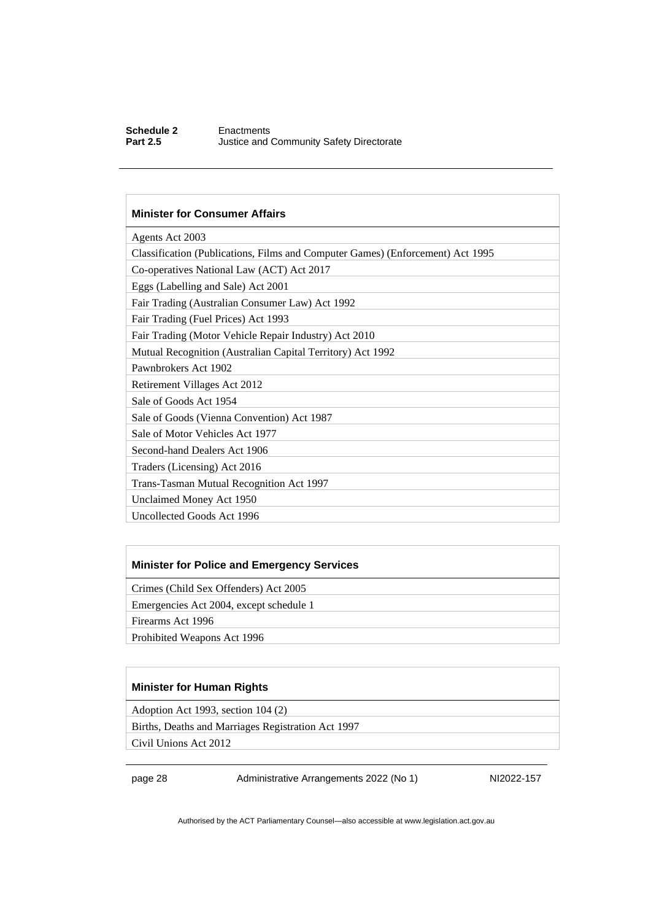| Minister for Consumer Affairs |
| --- |
| Agents Act 2003 |
| Classification (Publications, Films and Computer Games) (Enforcement) Act 1995 |
| Co-operatives National Law (ACT) Act 2017 |
| Eggs (Labelling and Sale) Act 2001 |
| Fair Trading (Australian Consumer Law) Act 1992 |
| Fair Trading (Fuel Prices) Act 1993 |
| Fair Trading (Motor Vehicle Repair Industry) Act 2010 |
| Mutual Recognition (Australian Capital Territory) Act 1992 |
| Pawnbrokers Act 1902 |
| Retirement Villages Act 2012 |
| Sale of Goods Act 1954 |
| Sale of Goods (Vienna Convention) Act 1987 |
| Sale of Motor Vehicles Act 1977 |
| Second-hand Dealers Act 1906 |
| Traders (Licensing) Act 2016 |
| Trans-Tasman Mutual Recognition Act 1997 |
| Unclaimed Money Act 1950 |
| Uncollected Goods Act 1996 |

| Minister for Police and Emergency Services |
| --- |
| Crimes (Child Sex Offenders) Act 2005 |
| Emergencies Act 2004, except schedule 1 |
| Firearms Act 1996 |
| Prohibited Weapons Act 1996 |

| Minister for Human Rights |
| --- |
| Adoption Act 1993, section 104 (2) |
| Births, Deaths and Marriages Registration Act 1997 |
| Civil Unions Act 2012 |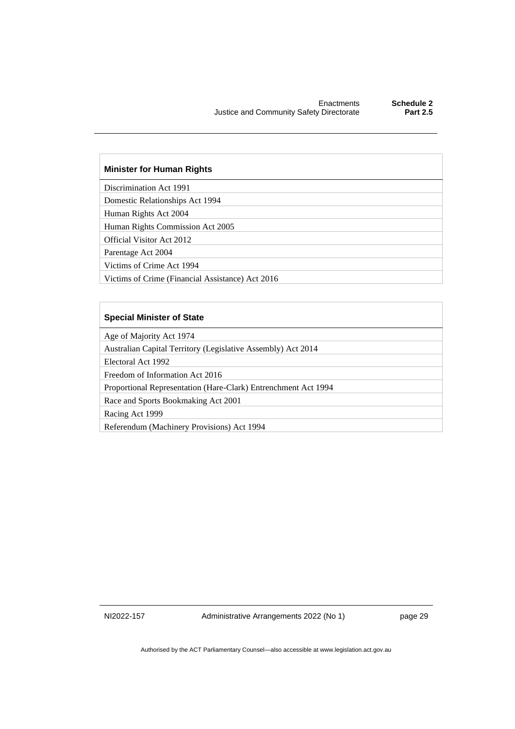| Minister for Human Rights |
| --- |
| Discrimination Act 1991 |
| Domestic Relationships Act 1994 |
| Human Rights Act 2004 |
| Human Rights Commission Act 2005 |
| Official Visitor Act 2012 |
| Parentage Act 2004 |
| Victims of Crime Act 1994 |
| Victims of Crime (Financial Assistance) Act 2016 |

| Special Minister of State |
| --- |
| Age of Majority Act 1974 |
| Australian Capital Territory (Legislative Assembly) Act 2014 |
| Electoral Act 1992 |
| Freedom of Information Act 2016 |
| Proportional Representation (Hare-Clark) Entrenchment Act 1994 |
| Race and Sports Bookmaking Act 2001 |
| Racing Act 1999 |
| Referendum (Machinery Provisions) Act 1994 |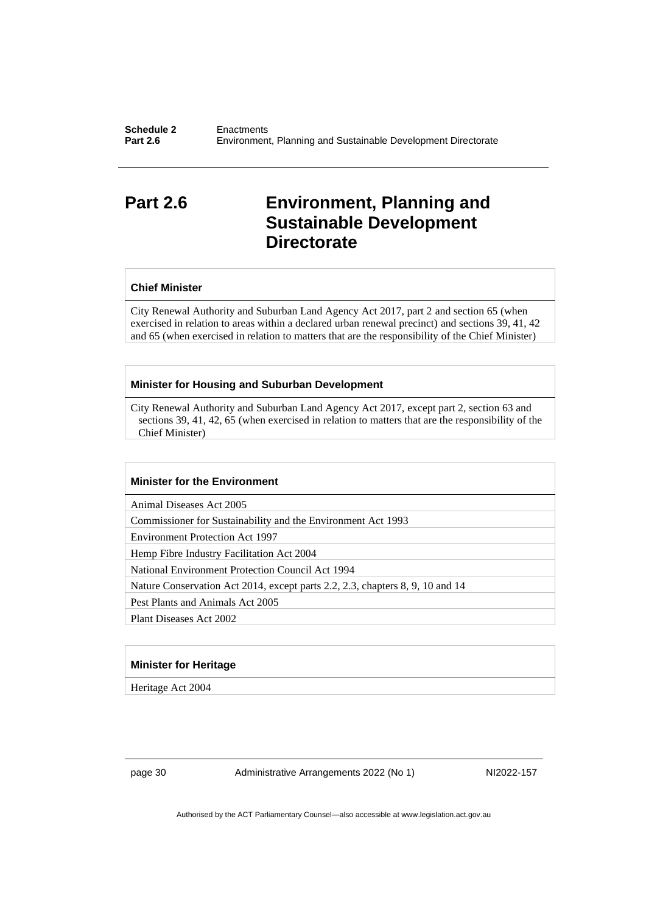# Part 2.6 Environment, Planning and Sustainable Development Directorate

| Chief Minister |
| --- |
| City Renewal Authority and Suburban Land Agency Act 2017, part 2 and section 65 (when exercised in relation to areas within a declared urban renewal precinct) and sections 39, 41, 42 and 65 (when exercised in relation to matters that are the responsibility of the Chief Minister) |

| Minister for Housing and Suburban Development |
| --- |
| City Renewal Authority and Suburban Land Agency Act 2017, except part 2, section 63 and sections 39, 41, 42, 65 (when exercised in relation to matters that are the responsibility of the Chief Minister) |

| Minister for the Environment |
| --- |
| Animal Diseases Act 2005 |
| Commissioner for Sustainability and the Environment Act 1993 |
| Environment Protection Act 1997 |
| Hemp Fibre Industry Facilitation Act 2004 |
| National Environment Protection Council Act 1994 |
| Nature Conservation Act 2014, except parts 2.2, 2.3, chapters 8, 9, 10 and 14 |
| Pest Plants and Animals Act 2005 |
| Plant Diseases Act 2002 |

| Minister for Heritage |
| --- |
| Heritage Act 2004 |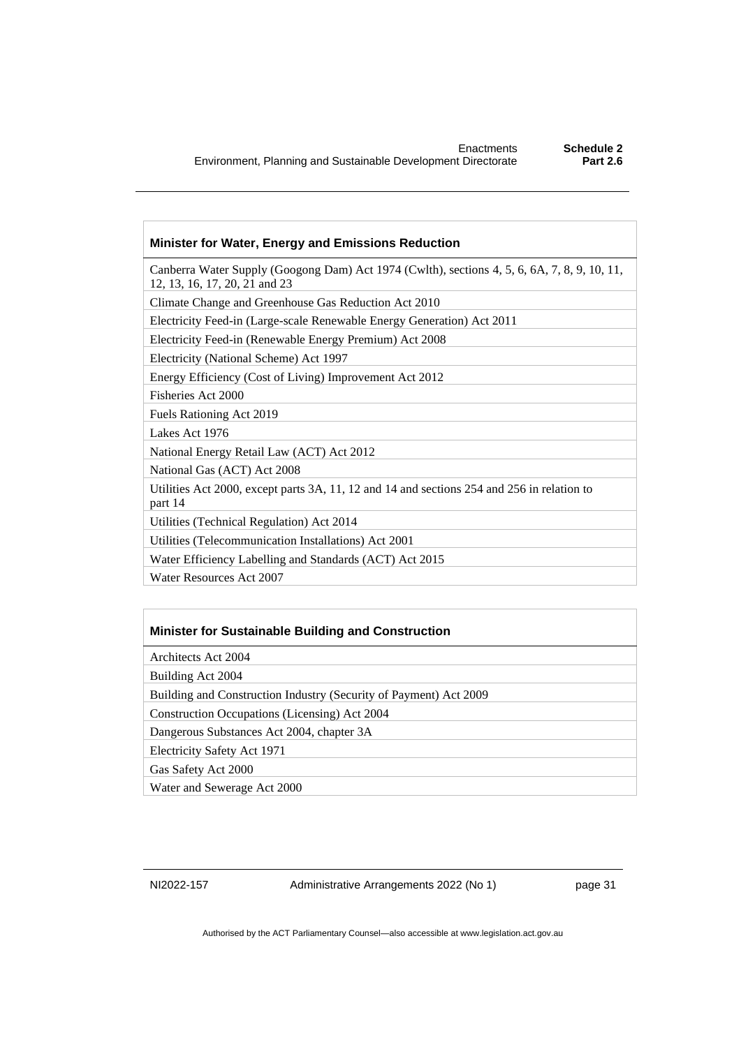| Minister for Water, Energy and Emissions Reduction |
| --- |
| Canberra Water Supply (Googong Dam) Act 1974 (Cwlth), sections 4, 5, 6, 6A, 7, 8, 9, 10, 11, 12, 13, 16, 17, 20, 21 and 23 |
| Climate Change and Greenhouse Gas Reduction Act 2010 |
| Electricity Feed-in (Large-scale Renewable Energy Generation) Act 2011 |
| Electricity Feed-in (Renewable Energy Premium) Act 2008 |
| Electricity (National Scheme) Act 1997 |
| Energy Efficiency (Cost of Living) Improvement Act 2012 |
| Fisheries Act 2000 |
| Fuels Rationing Act 2019 |
| Lakes Act 1976 |
| National Energy Retail Law (ACT) Act 2012 |
| National Gas (ACT) Act 2008 |
| Utilities Act 2000, except parts 3A, 11, 12 and 14 and sections 254 and 256 in relation to part 14 |
| Utilities (Technical Regulation) Act 2014 |
| Utilities (Telecommunication Installations) Act 2001 |
| Water Efficiency Labelling and Standards (ACT) Act 2015 |
| Water Resources Act 2007 |

| Minister for Sustainable Building and Construction |
| --- |
| Architects Act 2004 |
| Building Act 2004 |
| Building and Construction Industry (Security of Payment) Act 2009 |
| Construction Occupations (Licensing) Act 2004 |
| Dangerous Substances Act 2004, chapter 3A |
| Electricity Safety Act 1971 |
| Gas Safety Act 2000 |
| Water and Sewerage Act 2000 |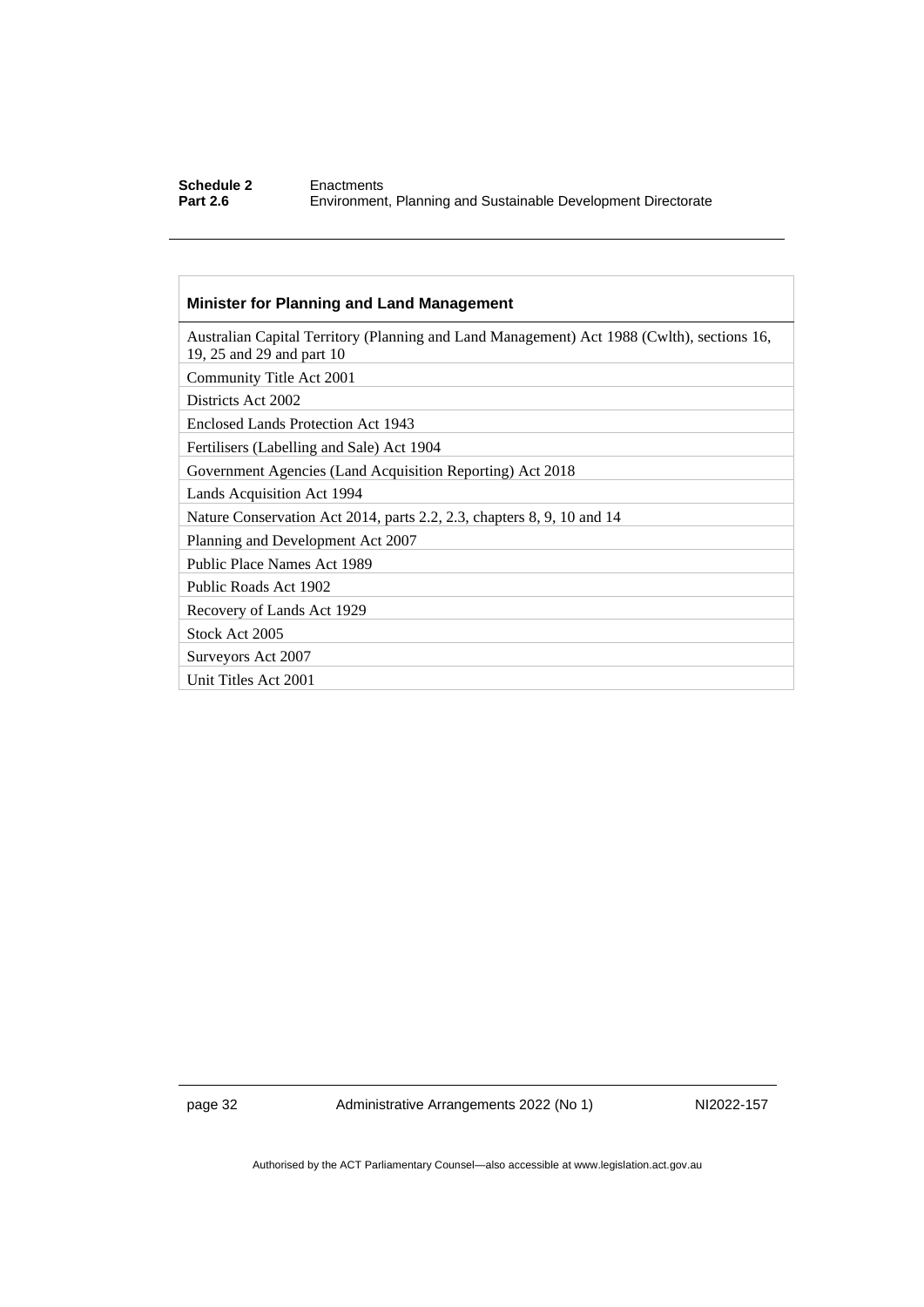| Minister for Planning and Land Management |
|---|
| Australian Capital Territory (Planning and Land Management) Act 1988 (Cwlth), sections 16, 19, 25 and 29 and part 10 |
| Community Title Act 2001 |
| Districts Act 2002 |
| Enclosed Lands Protection Act 1943 |
| Fertilisers (Labelling and Sale) Act 1904 |
| Government Agencies (Land Acquisition Reporting) Act 2018 |
| Lands Acquisition Act 1994 |
| Nature Conservation Act 2014, parts 2.2, 2.3, chapters 8, 9, 10 and 14 |
| Planning and Development Act 2007 |
| Public Place Names Act 1989 |
| Public Roads Act 1902 |
| Recovery of Lands Act 1929 |
| Stock Act 2005 |
| Surveyors Act 2007 |
| Unit Titles Act 2001 |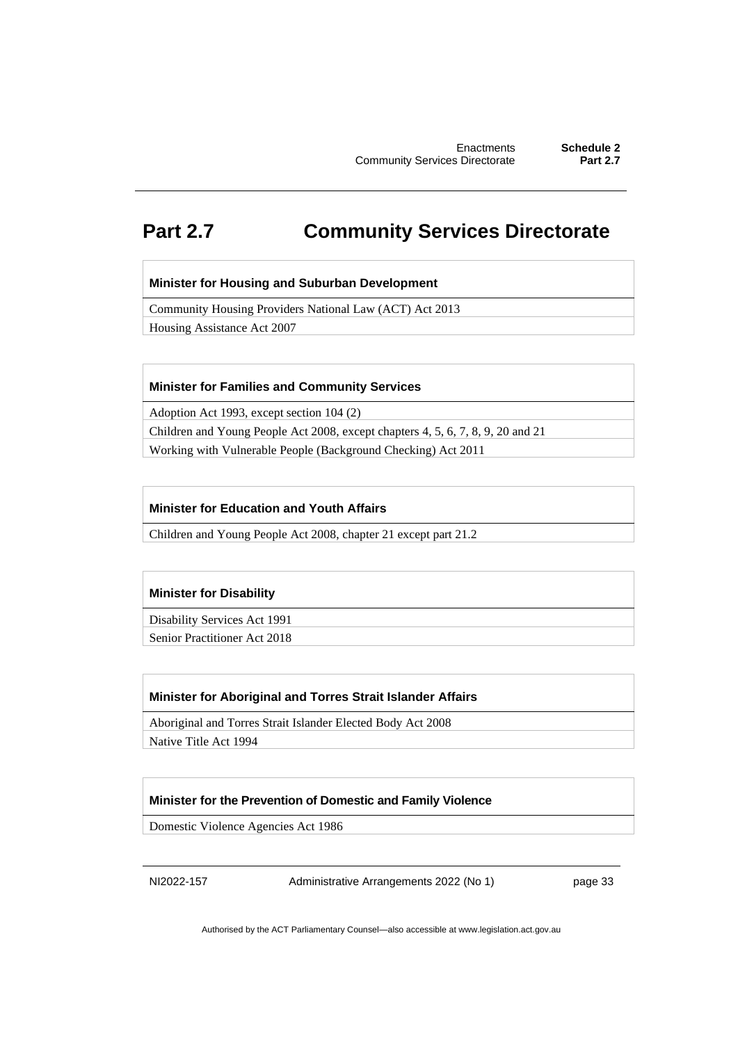# Part 2.7 Community Services Directorate

| Minister for Housing and Suburban Development |
|---|
| Community Housing Providers National Law (ACT) Act 2013 |
| Housing Assistance Act 2007 |

| Minister for Families and Community Services |
|---|
| Adoption Act 1993, except section 104 (2) |
| Children and Young People Act 2008, except chapters 4, 5, 6, 7, 8, 9, 20 and 21 |
| Working with Vulnerable People (Background Checking) Act 2011 |

| Minister for Education and Youth Affairs |
|---|
| Children and Young People Act 2008, chapter 21 except part 21.2 |

| Minister for Disability |
|---|
| Disability Services Act 1991 |
| Senior Practitioner Act 2018 |

| Minister for Aboriginal and Torres Strait Islander Affairs |
|---|
| Aboriginal and Torres Strait Islander Elected Body Act 2008 |
| Native Title Act 1994 |

| Minister for the Prevention of Domestic and Family Violence |
|---|
| Domestic Violence Agencies Act 1986 |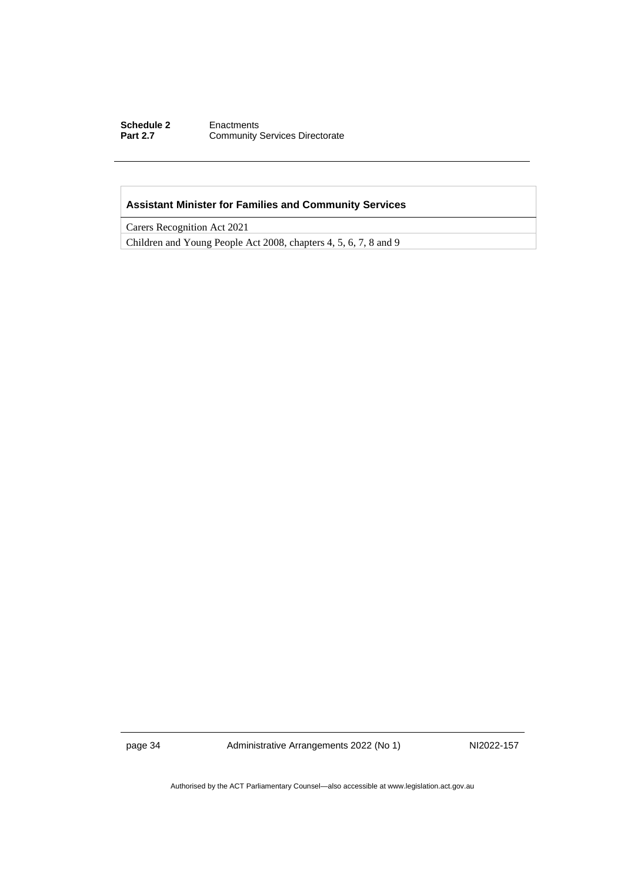| Assistant Minister for Families and Community Services |
| --- |
| Carers Recognition Act 2021 |
| Children and Young People Act 2008, chapters 4, 5, 6, 7, 8 and 9 |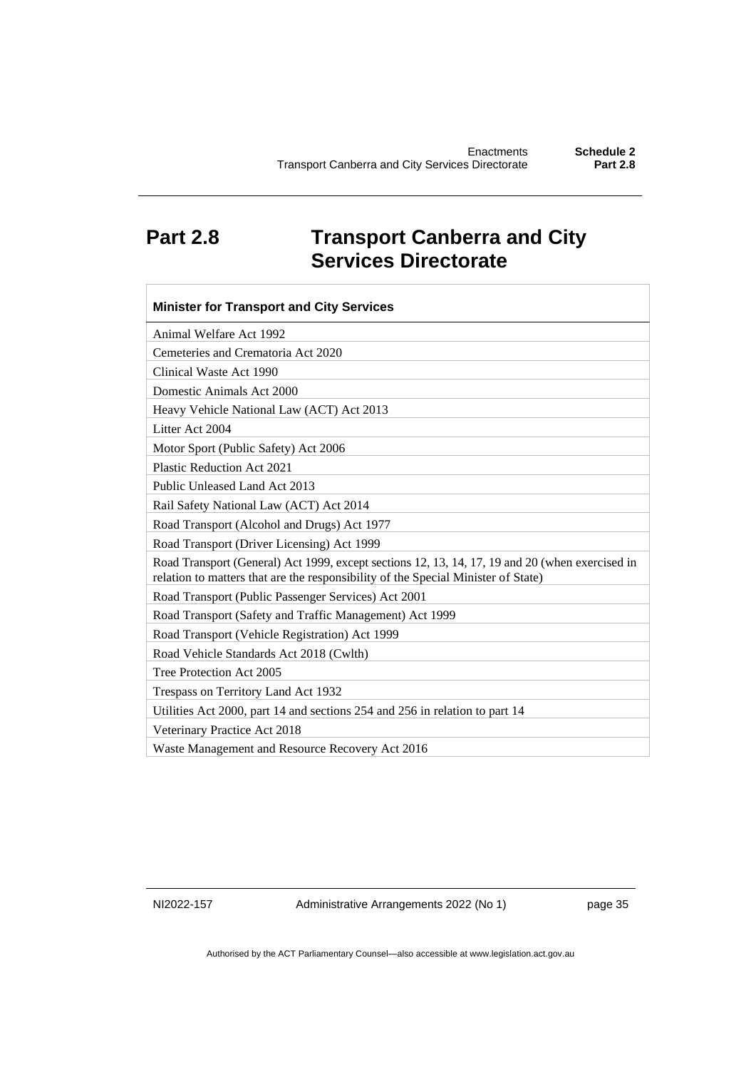# Part 2.8 Transport Canberra and City Services Directorate

| Minister for Transport and City Services |
| --- |
| Animal Welfare Act 1992 |
| Cemeteries and Crematoria Act 2020 |
| Clinical Waste Act 1990 |
| Domestic Animals Act 2000 |
| Heavy Vehicle National Law (ACT) Act 2013 |
| Litter Act 2004 |
| Motor Sport (Public Safety) Act 2006 |
| Plastic Reduction Act 2021 |
| Public Unleased Land Act 2013 |
| Rail Safety National Law (ACT) Act 2014 |
| Road Transport (Alcohol and Drugs) Act 1977 |
| Road Transport (Driver Licensing) Act 1999 |
| Road Transport (General) Act 1999, except sections 12, 13, 14, 17, 19 and 20 (when exercised in relation to matters that are the responsibility of the Special Minister of State) |
| Road Transport (Public Passenger Services) Act 2001 |
| Road Transport (Safety and Traffic Management) Act 1999 |
| Road Transport (Vehicle Registration) Act 1999 |
| Road Vehicle Standards Act 2018 (Cwlth) |
| Tree Protection Act 2005 |
| Trespass on Territory Land Act 1932 |
| Utilities Act 2000, part 14 and sections 254 and 256 in relation to part 14 |
| Veterinary Practice Act 2018 |
| Waste Management and Resource Recovery Act 2016 |